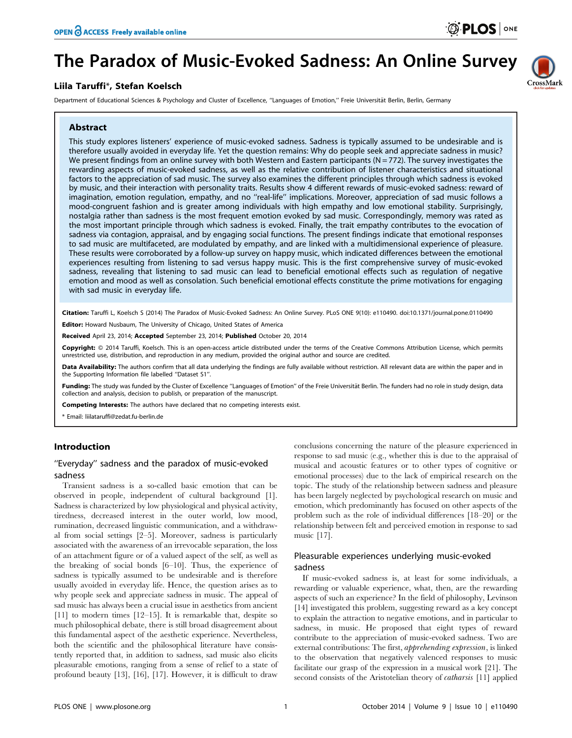# The Paradox of Music-Evoked Sadness: An Online Survey

**Liila Taruffi\*, Stefan Koelsch**

Department of Educational Sciences & Psychology and Cluster of Excellence, "Languages of Emotion," Freie Universität Berlin, Berlin, Germany

## Abstract

This study explores listeners' experience of music-evoked sadness. Sadness is typically assumed to be undesirable and is therefore usually avoided in everyday life. Yet the question remains: Why do people seek and appreciate sadness in music? We present findings from an online survey with both Western and Eastern participants (N = 772). The survey investigates the rewarding aspects of music-evoked sadness, as well as the relative contribution of listener characteristics and situational factors to the appreciation of sad music. The survey also examines the different principles through which sadness is evoked by music, and their interaction with personality traits. Results show 4 different rewards of music-evoked sadness: reward of imagination, emotion regulation, empathy, and no "real-life" implications. Moreover, appreciation of sad music follows a mood-congruent fashion and is greater among individuals with high empathy and low emotional stability. Surprisingly, nostalgia rather than sadness is the most frequent emotion evoked by sad music. Correspondingly, memory was rated as the most important principle through which sadness is evoked. Finally, the trait empathy contributes to the evocation of sadness via contagion, appraisal, and by engaging social functions. The present findings indicate that emotional responses to sad music are multifaceted, are modulated by empathy, and are linked with a multidimensional experience of pleasure. These results were corroborated by a follow-up survey on happy music, which indicated differences between the emotional experiences resulting from listening to sad versus happy music. This is the first comprehensive survey of music-evoked sadness, revealing that listening to sad music can lead to beneficial emotional effects such as regulation of negative emotion and mood as well as consolation. Such beneficial emotional effects constitute the prime motivations for engaging with sad music in everyday life.

**Citation:** Taruffi L, Koelsch S (2014) The Paradox of Music-Evoked Sadness: An Online Survey. PLoS ONE 9(10): e110490. doi:10.1371/journal.pone.0110490

**Editor:** Howard Nusbaum, The University of Chicago, United States of America

**Received** April 23, 2014; **Accepted** September 23, 2014; **Published** October 20, 2014

**Copyright:** © 2014 Taruffi, Koelsch. This is an open-access article distributed under the terms of the Creative Commons Attribution License, which permits unrestricted use, distribution, and reproduction in any medium, provided the original author and source are credited.

**Data Availability:** The authors confirm that all data underlying the findings are fully available without restriction. All relevant data are within the paper and in the Supporting Information file labelled "Dataset S1".

**Funding:** The study was funded by the Cluster of Excellence "Languages of Emotion" of the Freie Universität Berlin. The funders had no role in study design, data collection and analysis, decision to publish, or preparation of the manuscript.

**Competing Interests:** The authors have declared that no competing interests exist.

\* Email: liilataruffi@zedat.fu-berlin.de

## Introduction

### "Everyday" sadness and the paradox of music-evoked sadness

Transient sadness is a so-called basic emotion that can be observed in people, independent of cultural background [1]. Sadness is characterized by low physiological and physical activity, tiredness, decreased interest in the outer world, low mood, rumination, decreased linguistic communication, and a withdrawal from social settings [2–5]. Moreover, sadness is particularly associated with the awareness of an irrevocable separation, the loss of an attachment figure or of a valued aspect of the self, as well as the breaking of social bonds [6–10]. Thus, the experience of sadness is typically assumed to be undesirable and is therefore usually avoided in everyday life. Hence, the question arises as to why people seek and appreciate sadness in music? The appeal of sad music has always been a crucial issue in aesthetics from ancient [11] to modern times [12–15]. It is remarkable that, despite so much philosophical debate, there is still broad disagreement about this fundamental aspect of the aesthetic experience. Nevertheless, both the scientific and the philosophical literature have consistently reported that, in addition to sadness, sad music also elicits pleasurable emotions, ranging from a sense of relief to a state of profound beauty [13], [16], [17]. However, it is difficult to draw conclusions concerning the nature of the pleasure experienced in response to sad music (e.g., whether this is due to the appraisal of musical and acoustic features or to other types of cognitive or emotional processes) due to the lack of empirical research on the topic. The study of the relationship between sadness and pleasure has been largely neglected by psychological research on music and emotion, which predominantly has focused on other aspects of the problem such as the role of individual differences [18–20] or the relationship between felt and perceived emotion in response to sad music [17].

### Pleasurable experiences underlying music-evoked sadness

If music-evoked sadness is, at least for some individuals, a rewarding or valuable experience, what, then, are the rewarding aspects of such an experience? In the field of philosophy, Levinson [14] investigated this problem, suggesting reward as a key concept to explain the attraction to negative emotions, and in particular to sadness, in music. He proposed that eight types of reward contribute to the appreciation of music-evoked sadness. Two are external contributions: The first, *apprehending expression*, is linked to the observation that negatively valenced responses to music facilitate our grasp of the expression in a musical work [21]. The second consists of the Aristotelian theory of *catharsis* [11] applied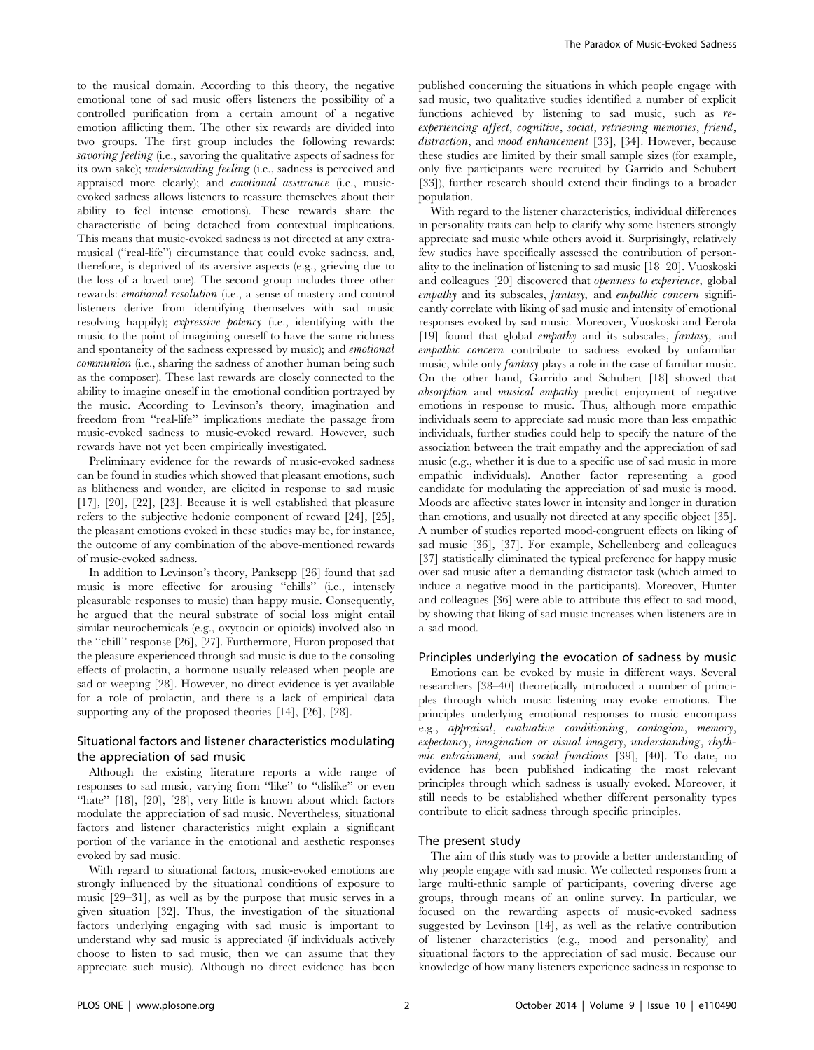to the musical domain. According to this theory, the negative emotional tone of sad music offers listeners the possibility of a controlled purification from a certain amount of a negative emotion afflicting them. The other six rewards are divided into two groups. The first group includes the following rewards: *savoring feeling* (i.e., savoring the qualitative aspects of sadness for its own sake); *understanding feeling* (i.e., sadness is perceived and appraised more clearly); and *emotional assurance* (i.e., music-evoked sadness allows listeners to reassure themselves about their ability to feel intense emotions). These rewards share the characteristic of being detached from contextual implications. This means that music-evoked sadness is not directed at any extra-musical ("real-life") circumstance that could evoke sadness, and, therefore, is deprived of its aversive aspects (e.g., grieving due to the loss of a loved one). The second group includes three other rewards: *emotional resolution* (i.e., a sense of mastery and control listeners derive from identifying themselves with sad music resolving happily); *expressive potency* (i.e., identifying with the music to the point of imagining oneself to have the same richness and spontaneity of the sadness expressed by music); and *emotional communion* (i.e., sharing the sadness of another human being such as the composer). These last rewards are closely connected to the ability to imagine oneself in the emotional condition portrayed by the music. According to Levinson's theory, imagination and freedom from "real-life" implications mediate the passage from music-evoked sadness to music-evoked reward. However, such rewards have not yet been empirically investigated.

Preliminary evidence for the rewards of music-evoked sadness can be found in studies which showed that pleasant emotions, such as blitheness and wonder, are elicited in response to sad music [17], [20], [22], [23]. Because it is well established that pleasure refers to the subjective hedonic component of reward [24], [25], the pleasant emotions evoked in these studies may be, for instance, the outcome of any combination of the above-mentioned rewards of music-evoked sadness.

In addition to Levinson's theory, Panksepp [26] found that sad music is more effective for arousing "chills" (i.e., intensely pleasurable responses to music) than happy music. Consequently, he argued that the neural substrate of social loss might entail similar neurochemicals (e.g., oxytocin or opioids) involved also in the "chill" response [26], [27]. Furthermore, Huron proposed that the pleasure experienced through sad music is due to the consoling effects of prolactin, a hormone usually released when people are sad or weeping [28]. However, no direct evidence is yet available for a role of prolactin, and there is a lack of empirical data supporting any of the proposed theories [14], [26], [28].

### Situational factors and listener characteristics modulating the appreciation of sad music

Although the existing literature reports a wide range of responses to sad music, varying from "like" to "dislike" or even "hate" [18], [20], [28], very little is known about which factors modulate the appreciation of sad music. Nevertheless, situational factors and listener characteristics might explain a significant portion of the variance in the emotional and aesthetic responses evoked by sad music.

With regard to situational factors, music-evoked emotions are strongly influenced by the situational conditions of exposure to music [29–31], as well as by the purpose that music serves in a given situation [32]. Thus, the investigation of the situational factors underlying engaging with sad music is important to understand why sad music is appreciated (if individuals actively choose to listen to sad music, then we can assume that they appreciate such music). Although no direct evidence has been published concerning the situations in which people engage with sad music, two qualitative studies identified a number of explicit functions achieved by listening to sad music, such as *re-experiencing affect*, *cognitive*, *social*, *retrieving memories*, *friend*, *distraction*, and *mood enhancement* [33], [34]. However, because these studies are limited by their small sample sizes (for example, only five participants were recruited by Garrido and Schubert [33]), further research should extend their findings to a broader population.

With regard to the listener characteristics, individual differences in personality traits can help to clarify why some listeners strongly appreciate sad music while others avoid it. Surprisingly, relatively few studies have specifically assessed the contribution of personality to the inclination of listening to sad music [18–20]. Vuoskoski and colleagues [20] discovered that *openness to experience,* global *empathy* and its subscales, *fantasy,* and *empathic concern* significantly correlate with liking of sad music and intensity of emotional responses evoked by sad music. Moreover, Vuoskoski and Eerola [19] found that global *empathy* and its subscales, *fantasy,* and *empathic concern* contribute to sadness evoked by unfamiliar music, while only *fantasy* plays a role in the case of familiar music. On the other hand, Garrido and Schubert [18] showed that *absorption* and *musical empathy* predict enjoyment of negative emotions in response to music. Thus, although more empathic individuals seem to appreciate sad music more than less empathic individuals, further studies could help to specify the nature of the association between the trait empathy and the appreciation of sad music (e.g., whether it is due to a specific use of sad music in more empathic individuals). Another factor representing a good candidate for modulating the appreciation of sad music is mood. Moods are affective states lower in intensity and longer in duration than emotions, and usually not directed at any specific object [35]. A number of studies reported mood-congruent effects on liking of sad music [36], [37]. For example, Schellenberg and colleagues [37] statistically eliminated the typical preference for happy music over sad music after a demanding distractor task (which aimed to induce a negative mood in the participants). Moreover, Hunter and colleagues [36] were able to attribute this effect to sad mood, by showing that liking of sad music increases when listeners are in a sad mood.

### Principles underlying the evocation of sadness by music

Emotions can be evoked by music in different ways. Several researchers [38–40] theoretically introduced a number of principles through which music listening may evoke emotions. The principles underlying emotional responses to music encompass e.g., *appraisal*, *evaluative conditioning*, *contagion*, *memory*, *expectancy*, *imagination or visual imagery*, *understanding*, *rhythmic entrainment,* and *social functions* [39], [40]. To date, no evidence has been published indicating the most relevant principles through which sadness is usually evoked. Moreover, it still needs to be established whether different personality types contribute to elicit sadness through specific principles.

### The present study

The aim of this study was to provide a better understanding of why people engage with sad music. We collected responses from a large multi-ethnic sample of participants, covering diverse age groups, through means of an online survey. In particular, we focused on the rewarding aspects of music-evoked sadness suggested by Levinson [14], as well as the relative contribution of listener characteristics (e.g., mood and personality) and situational factors to the appreciation of sad music. Because our knowledge of how many listeners experience sadness in response to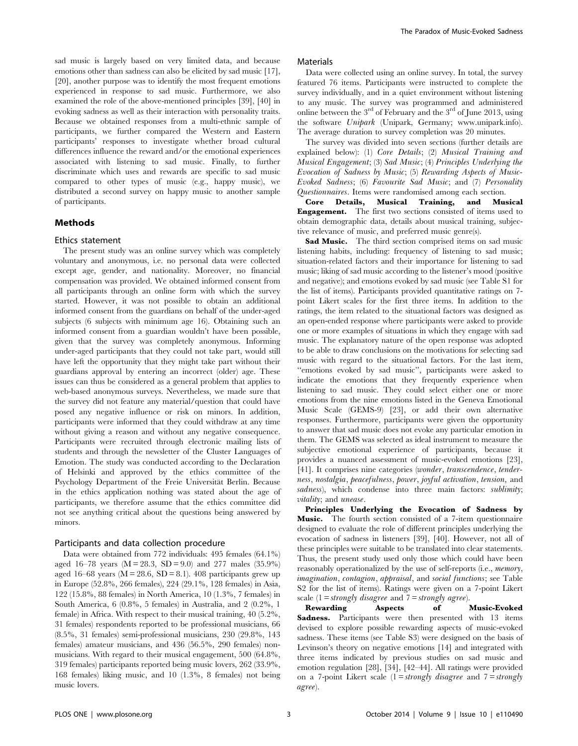sad music is largely based on very limited data, and because emotions other than sadness can also be elicited by sad music [17], [20], another purpose was to identify the most frequent emotions experienced in response to sad music. Furthermore, we also examined the role of the above-mentioned principles [39], [40] in evoking sadness as well as their interaction with personality traits. Because we obtained responses from a multi-ethnic sample of participants, we further compared the Western and Eastern participants' responses to investigate whether broad cultural differences influence the reward and/or the emotional experiences associated with listening to sad music. Finally, to further discriminate which uses and rewards are specific to sad music compared to other types of music (e.g., happy music), we distributed a second survey on happy music to another sample of participants.

## Methods

### Ethics statement

The present study was an online survey which was completely voluntary and anonymous, i.e. no personal data were collected except age, gender, and nationality. Moreover, no financial compensation was provided. We obtained informed consent from all participants through an online form with which the survey started. However, it was not possible to obtain an additional informed consent from the guardians on behalf of the under-aged subjects (6 subjects with minimum age 16). Obtaining such an informed consent from a guardian wouldn't have been possible, given that the survey was completely anonymous. Informing under-aged participants that they could not take part, would still have left the opportunity that they might take part without their guardians approval by entering an incorrect (older) age. These issues can thus be considered as a general problem that applies to web-based anonymous surveys. Nevertheless, we made sure that the survey did not feature any material/question that could have posed any negative influence or risk on minors. In addition, participants were informed that they could withdraw at any time without giving a reason and without any negative consequence. Participants were recruited through electronic mailing lists of students and through the newsletter of the Cluster Languages of Emotion. The study was conducted according to the Declaration of Helsinki and approved by the ethics committee of the Psychology Department of the Freie Universität Berlin. Because in the ethics application nothing was stated about the age of participants, we therefore assume that the ethics committee did not see anything critical about the questions being answered by minors.

### Participants and data collection procedure

Data were obtained from 772 individuals: 495 females (64.1%) aged 16–78 years (M = 28.3, SD = 9.0) and 277 males (35.9%) aged 16–68 years (M = 28.6, SD = 8.1). 408 participants grew up in Europe (52.8%, 266 females), 224 (29.1%, 128 females) in Asia, 122 (15.8%, 88 females) in North America, 10 (1.3%, 7 females) in South America, 6 (0.8%, 5 females) in Australia, and 2 (0.2%, 1 female) in Africa. With respect to their musical training, 40 (5.2%, 31 females) respondents reported to be professional musicians, 66 (8.5%, 31 females) semi-professional musicians, 230 (29.8%, 143 females) amateur musicians, and 436 (56.5%, 290 females) non-musicians. With regard to their musical engagement, 500 (64.8%, 319 females) participants reported being music lovers, 262 (33.9%, 168 females) liking music, and 10 (1.3%, 8 females) not being music lovers.

### Materials

Data were collected using an online survey. In total, the survey featured 76 items. Participants were instructed to complete the survey individually, and in a quiet environment without listening to any music. The survey was programmed and administered online between the 3rd of February and the 3rd of June 2013, using the software *Unipark* (Unipark, Germany; www.unipark.info). The average duration to survey completion was 20 minutes.

The survey was divided into seven sections (further details are explained below): (1) *Core Details*; (2) *Musical Training and Musical Engagement*; (3) *Sad Music*; (4) *Principles Underlying the Evocation of Sadness by Music*; (5) *Rewarding Aspects of Music-Evoked Sadness*; (6) *Favourite Sad Music*; and (7) *Personality Questionnaires*. Items were randomised among each section.

**Core Details, Musical Training, and Musical Engagement.** The first two sections consisted of items used to obtain demographic data, details about musical training, subjective relevance of music, and preferred music genre(s).

**Sad Music.** The third section comprised items on sad music listening habits, including: frequency of listening to sad music; situation-related factors and their importance for listening to sad music; liking of sad music according to the listener's mood (positive and negative); and emotions evoked by sad music (see Table S1 for the list of items). Participants provided quantitative ratings on 7-point Likert scales for the first three items. In addition to the ratings, the item related to the situational factors was designed as an open-ended response where participants were asked to provide one or more examples of situations in which they engage with sad music. The explanatory nature of the open response was adopted to be able to draw conclusions on the motivations for selecting sad music with regard to the situational factors. For the last item, "emotions evoked by sad music", participants were asked to indicate the emotions that they frequently experience when listening to sad music. They could select either one or more emotions from the nine emotions listed in the Geneva Emotional Music Scale (GEMS-9) [23], or add their own alternative responses. Furthermore, participants were given the opportunity to answer that sad music does not evoke any particular emotion in them. The GEMS was selected as ideal instrument to measure the subjective emotional experience of participants, because it provides a nuanced assessment of music-evoked emotions [23], [41]. It comprises nine categories (*wonder*, *transcendence*, *tenderness*, *nostalgia*, *peacefulness*, *power*, *joyful activation*, *tension*, and *sadness*), which condense into three main factors: *sublimity*; *vitality*; and *unease*.

**Principles Underlying the Evocation of Sadness by Music.** The fourth section consisted of a 7-item questionnaire designed to evaluate the role of different principles underlying the evocation of sadness in listeners [39], [40]. However, not all of these principles were suitable to be translated into clear statements. Thus, the present study used only those which could have been reasonably operationalized by the use of self-reports (i.e., *memory*, *imagination*, *contagion*, *appraisal*, and *social functions*; see Table S2 for the list of items). Ratings were given on a 7-point Likert scale (1 = *strongly disagree* and 7 = *strongly agree*).

**Rewarding Aspects of Music-Evoked Sadness.** Participants were then presented with 13 items devised to explore possible rewarding aspects of music-evoked sadness. These items (see Table S3) were designed on the basis of Levinson's theory on negative emotions [14] and integrated with three items indicated by previous studies on sad music and emotion regulation [28], [34], [42–44]. All ratings were provided on a 7-point Likert scale (1 = *strongly disagree* and 7 = *strongly agree*).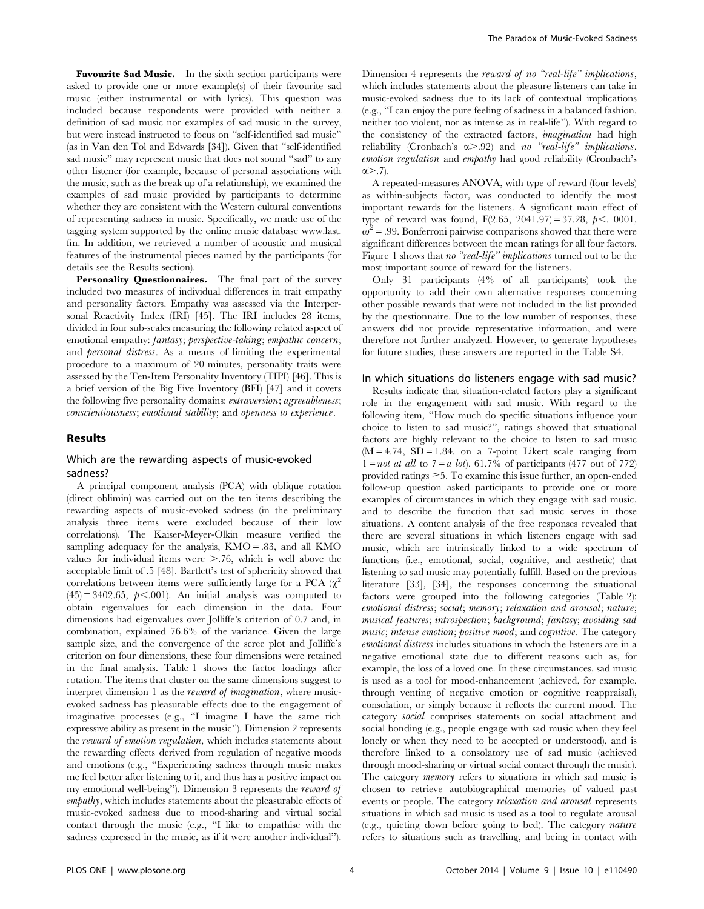**Favourite Sad Music.** In the sixth section participants were asked to provide one or more example(s) of their favourite sad music (either instrumental or with lyrics). This question was included because respondents were provided with neither a definition of sad music nor examples of sad music in the survey, but were instead instructed to focus on "self-identified sad music" (as in Van den Tol and Edwards [34]). Given that "self-identified sad music" may represent music that does not sound "sad" to any other listener (for example, because of personal associations with the music, such as the break up of a relationship), we examined the examples of sad music provided by participants to determine whether they are consistent with the Western cultural conventions of representing sadness in music. Specifically, we made use of the tagging system supported by the online music database www.last.fm. In addition, we retrieved a number of acoustic and musical features of the instrumental pieces named by the participants (for details see the Results section).

**Personality Questionnaires.** The final part of the survey included two measures of individual differences in trait empathy and personality factors. Empathy was assessed via the Interpersonal Reactivity Index (IRI) [45]. The IRI includes 28 items, divided in four sub-scales measuring the following related aspect of emotional empathy: *fantasy*; *perspective-taking*; *empathic concern*; and *personal distress*. As a means of limiting the experimental procedure to a maximum of 20 minutes, personality traits were assessed by the Ten-Item Personality Inventory (TIPI) [46]. This is a brief version of the Big Five Inventory (BFI) [47] and it covers the following five personality domains: *extraversion*; *agreeableness*; *conscientiousness*; *emotional stability*; and *openness to experience*.

## Results

### Which are the rewarding aspects of music-evoked sadness?

A principal component analysis (PCA) with oblique rotation (direct oblimin) was carried out on the ten items describing the rewarding aspects of music-evoked sadness (in the preliminary analysis three items were excluded because of their low correlations). The Kaiser-Meyer-Olkin measure verified the sampling adequacy for the analysis, KMO = .83, and all KMO values for individual items were >.76, which is well above the acceptable limit of .5 [48]. Bartlett's test of sphericity showed that correlations between items were sufficiently large for a PCA ($\chi^2$ (45) = 3402.65, $p<.001$). An initial analysis was computed to obtain eigenvalues for each dimension in the data. Four dimensions had eigenvalues over Jolliffe's criterion of 0.7 and, in combination, explained 76.6% of the variance. Given the large sample size, and the convergence of the scree plot and Jolliffe's criterion on four dimensions, these four dimensions were retained in the final analysis. Table 1 shows the factor loadings after rotation. The items that cluster on the same dimensions suggest to interpret dimension 1 as the *reward of imagination*, where music-evoked sadness has pleasurable effects due to the engagement of imaginative processes (e.g., "I imagine I have the same rich expressive ability as present in the music"). Dimension 2 represents the *reward of emotion regulation*, which includes statements about the rewarding effects derived from regulation of negative moods and emotions (e.g., "Experiencing sadness through music makes me feel better after listening to it, and thus has a positive impact on my emotional well-being"). Dimension 3 represents the *reward of empathy*, which includes statements about the pleasurable effects of music-evoked sadness due to mood-sharing and virtual social contact through the music (e.g., "I like to empathise with the sadness expressed in the music, as if it were another individual"). Dimension 4 represents the *reward of no "real-life" implications*, which includes statements about the pleasure listeners can take in music-evoked sadness due to its lack of contextual implications (e.g., "I can enjoy the pure feeling of sadness in a balanced fashion, neither too violent, nor as intense as in real-life"). With regard to the consistency of the extracted factors, *imagination* had high reliability (Cronbach's $\alpha>.92$) and *no "real-life" implications*, *emotion regulation* and *empathy* had good reliability (Cronbach's $\alpha>.7$).

A repeated-measures ANOVA, with type of reward (four levels) as within-subjects factor, was conducted to identify the most important rewards for the listeners. A significant main effect of type of reward was found, $F(2.65,\ 2041.97) = 37.28$, $p<.0001$, $\omega^2 = .99$. Bonferroni pairwise comparisons showed that there were significant differences between the mean ratings for all four factors. Figure 1 shows that *no "real-life" implications* turned out to be the most important source of reward for the listeners.

Only 31 participants (4% of all participants) took the opportunity to add their own alternative responses concerning other possible rewards that were not included in the list provided by the questionnaire. Due to the low number of responses, these answers did not provide representative information, and were therefore not further analyzed. However, to generate hypotheses for future studies, these answers are reported in the Table S4.

### In which situations do listeners engage with sad music?

Results indicate that situation-related factors play a significant role in the engagement with sad music. With regard to the following item, "How much do specific situations influence your choice to listen to sad music?", ratings showed that situational factors are highly relevant to the choice to listen to sad music ($M = 4.74$, $SD = 1.84$, on a 7-point Likert scale ranging from 1 = *not at all* to 7 = *a lot*). 61.7% of participants (477 out of 772) provided ratings $\geq 5$. To examine this issue further, an open-ended follow-up question asked participants to provide one or more examples of circumstances in which they engage with sad music, and to describe the function that sad music serves in those situations. A content analysis of the free responses revealed that there are several situations in which listeners engage with sad music, which are intrinsically linked to a wide spectrum of functions (i.e., emotional, social, cognitive, and aesthetic) that listening to sad music may potentially fulfill. Based on the previous literature [33], [34], the responses concerning the situational factors were grouped into the following categories (Table 2): *emotional distress*; *social*; *memory*; *relaxation and arousal*; *nature*; *musical features*; *introspection*; *background*; *fantasy*; *avoiding sad music*; *intense emotion*; *positive mood*; and *cognitive*. The category *emotional distress* includes situations in which the listeners are in a negative emotional state due to different reasons such as, for example, the loss of a loved one. In these circumstances, sad music is used as a tool for mood-enhancement (achieved, for example, through venting of negative emotion or cognitive reappraisal), consolation, or simply because it reflects the current mood. The category *social* comprises statements on social attachment and social bonding (e.g., people engage with sad music when they feel lonely or when they need to be accepted or understood), and is therefore linked to a consolatory use of sad music (achieved through mood-sharing or virtual social contact through the music). The category *memory* refers to situations in which sad music is chosen to retrieve autobiographical memories of valued past events or people. The category *relaxation and arousal* represents situations in which sad music is used as a tool to regulate arousal (e.g., quieting down before going to bed). The category *nature* refers to situations such as travelling, and being in contact with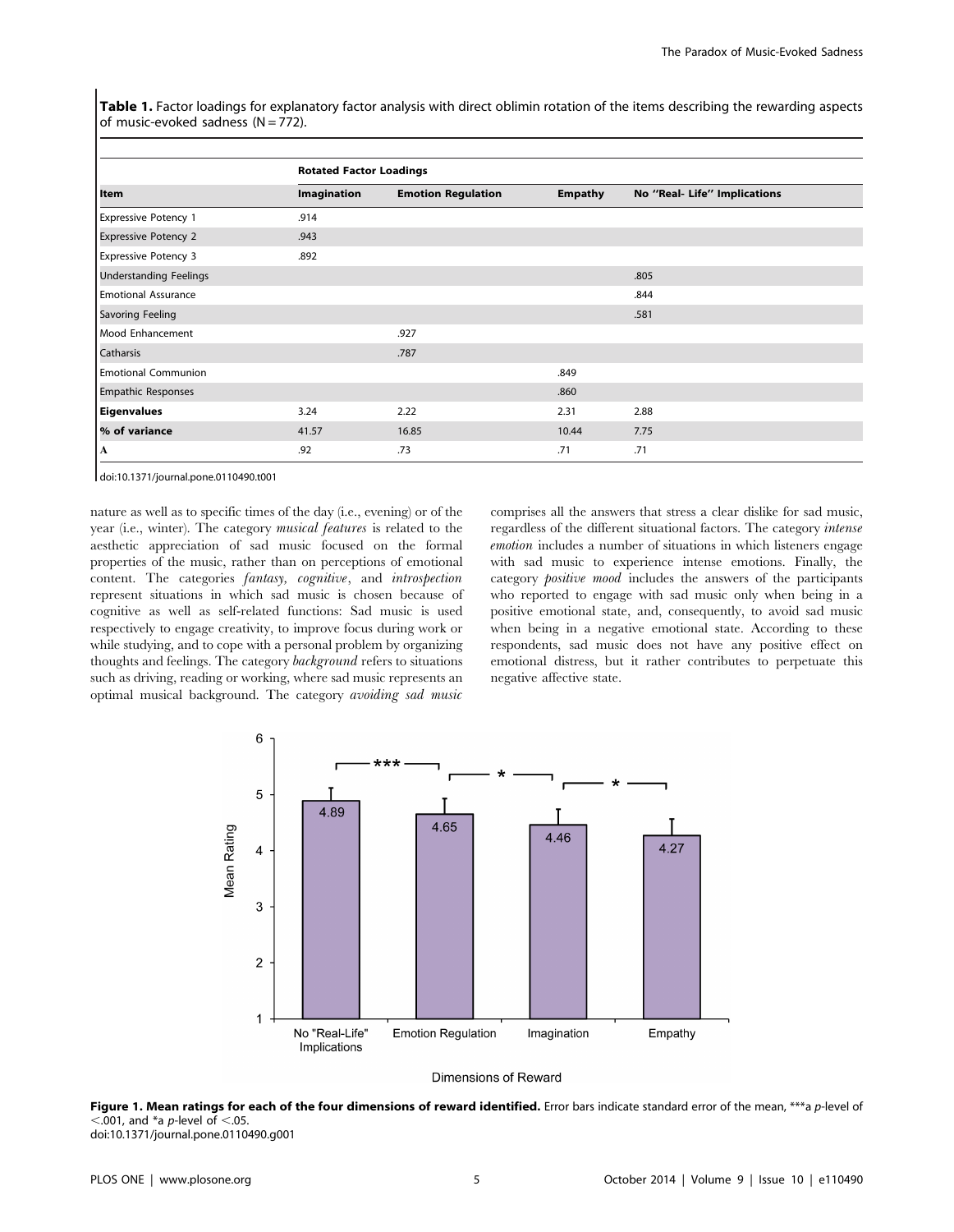**Table 1.** Factor loadings for explanatory factor analysis with direct oblimin rotation of the items describing the rewarding aspects of music-evoked sadness (N = 772).

| | Rotated Factor Loadings | | | |
|---|---|---|---|---|
| **Item** | **Imagination** | **Emotion Regulation** | **Empathy** | **No "Real- Life" Implications** |
| Expressive Potency 1 | .914 | | | |
| Expressive Potency 2 | .943 | | | |
| Expressive Potency 3 | .892 | | | |
| Understanding Feelings | | | | .805 |
| Emotional Assurance | | | | .844 |
| Savoring Feeling | | | | .581 |
| Mood Enhancement | | .927 | | |
| Catharsis | | .787 | | |
| Emotional Communion | | | .849 | |
| Empathic Responses | | | .860 | |
| **Eigenvalues** | 3.24 | 2.22 | 2.31 | 2.88 |
| **% of variance** | 41.57 | 16.85 | 10.44 | 7.75 |
| **A** | .92 | .73 | .71 | .71 |

doi:10.1371/journal.pone.0110490.t001

nature as well as to specific times of the day (i.e., evening) or of the year (i.e., winter). The category *musical features* is related to the aesthetic appreciation of sad music focused on the formal properties of the music, rather than on perceptions of emotional content. The categories *fantasy*, *cognitive*, and *introspection* represent situations in which sad music is chosen because of cognitive as well as self-related functions: Sad music is used respectively to engage creativity, to improve focus during work or while studying, and to cope with a personal problem by organizing thoughts and feelings. The category *background* refers to situations such as driving, reading or working, where sad music represents an optimal musical background. The category *avoiding sad music* comprises all the answers that stress a clear dislike for sad music, regardless of the different situational factors. The category *intense emotion* includes a number of situations in which listeners engage with sad music to experience intense emotions. Finally, the category *positive mood* includes the answers of the participants who reported to engage with sad music only when being in a positive emotional state, and, consequently, to avoid sad music when being in a negative emotional state. According to these respondents, sad music does not have any positive effect on emotional distress, but it rather contributes to perpetuate this negative affective state.

**Figure 1. Mean ratings for each of the four dimensions of reward identified.** Error bars indicate standard error of the mean, ***a $p$-level of $<.001$, and *a $p$-level of $<.05$.
doi:10.1371/journal.pone.0110490.g001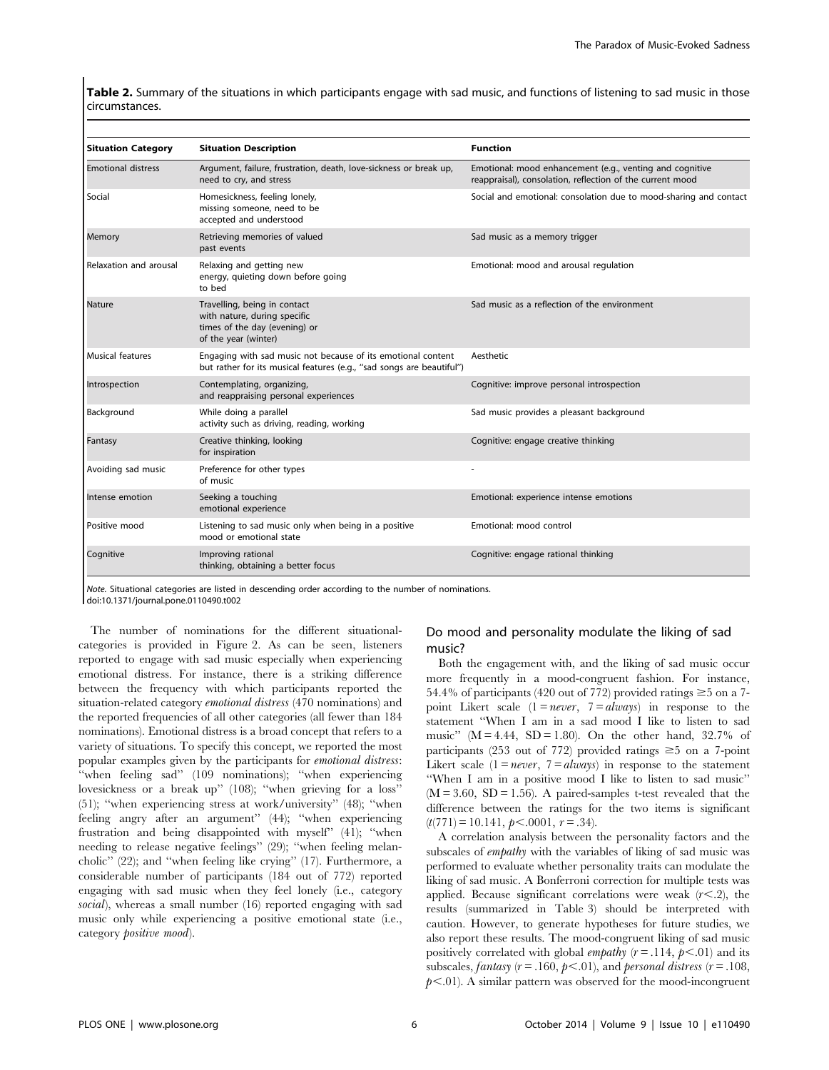**Table 2.** Summary of the situations in which participants engage with sad music, and functions of listening to sad music in those circumstances.

| Situation Category | Situation Description | Function |
|---|---|---|
| Emotional distress | Argument, failure, frustration, death, love-sickness or break up, need to cry, and stress | Emotional: mood enhancement (e.g., venting and cognitive reappraisal), consolation, reflection of the current mood |
| Social | Homesickness, feeling lonely, missing someone, need to be accepted and understood | Social and emotional: consolation due to mood-sharing and contact |
| Memory | Retrieving memories of valued past events | Sad music as a memory trigger |
| Relaxation and arousal | Relaxing and getting new energy, quieting down before going to bed | Emotional: mood and arousal regulation |
| Nature | Travelling, being in contact with nature, during specific times of the day (evening) or of the year (winter) | Sad music as a reflection of the environment |
| Musical features | Engaging with sad music not because of its emotional content but rather for its musical features (e.g., "sad songs are beautiful") | Aesthetic |
| Introspection | Contemplating, organizing, and reappraising personal experiences | Cognitive: improve personal introspection |
| Background | While doing a parallel activity such as driving, reading, working | Sad music provides a pleasant background |
| Fantasy | Creative thinking, looking for inspiration | Cognitive: engage creative thinking |
| Avoiding sad music | Preference for other types of music | - |
| Intense emotion | Seeking a touching emotional experience | Emotional: experience intense emotions |
| Positive mood | Listening to sad music only when being in a positive mood or emotional state | Emotional: mood control |
| Cognitive | Improving rational thinking, obtaining a better focus | Cognitive: engage rational thinking |

*Note.* Situational categories are listed in descending order according to the number of nominations.
doi:10.1371/journal.pone.0110490.t002

The number of nominations for the different situational-categories is provided in Figure 2. As can be seen, listeners reported to engage with sad music especially when experiencing emotional distress. For instance, there is a striking difference between the frequency with which participants reported the situation-related category *emotional distress* (470 nominations) and the reported frequencies of all other categories (all fewer than 184 nominations). Emotional distress is a broad concept that refers to a variety of situations. To specify this concept, we reported the most popular examples given by the participants for *emotional distress*: "when feeling sad" (109 nominations); "when experiencing lovesickness or a break up" (108); "when grieving for a loss" (51); "when experiencing stress at work/university" (48); "when feeling angry after an argument" (44); "when experiencing frustration and being disappointed with myself" (41); "when needing to release negative feelings" (29); "when feeling melancholic" (22); and "when feeling like crying" (17). Furthermore, a considerable number of participants (184 out of 772) reported engaging with sad music when they feel lonely (i.e., category *social*), whereas a small number (16) reported engaging with sad music only while experiencing a positive emotional state (i.e., category *positive mood*).

## Do mood and personality modulate the liking of sad music?

Both the engagement with, and the liking of sad music occur more frequently in a mood-congruent fashion. For instance, 54.4% of participants (420 out of 772) provided ratings $\geq$5 on a 7-point Likert scale (1 = *never*, 7 = *always*) in response to the statement "When I am in a sad mood I like to listen to sad music" (M = 4.44, SD = 1.80). On the other hand, 32.7% of participants (253 out of 772) provided ratings $\geq$5 on a 7-point Likert scale (1 = *never*, 7 = *always*) in response to the statement "When I am in a positive mood I like to listen to sad music" (M = 3.60, SD = 1.56). A paired-samples t-test revealed that the difference between the ratings for the two items is significant ($t(771) = 10.141$, $p < .0001$, $r = .34$).

A correlation analysis between the personality factors and the subscales of *empathy* with the variables of liking of sad music was performed to evaluate whether personality traits can modulate the liking of sad music. A Bonferroni correction for multiple tests was applied. Because significant correlations were weak ($r < .2$), the results (summarized in Table 3) should be interpreted with caution. However, to generate hypotheses for future studies, we also report these results. The mood-congruent liking of sad music positively correlated with global *empathy* ($r = .114$, $p < .01$) and its subscales, *fantasy* ($r = .160$, $p < .01$), and *personal distress* ($r = .108$, $p < .01$). A similar pattern was observed for the mood-incongruent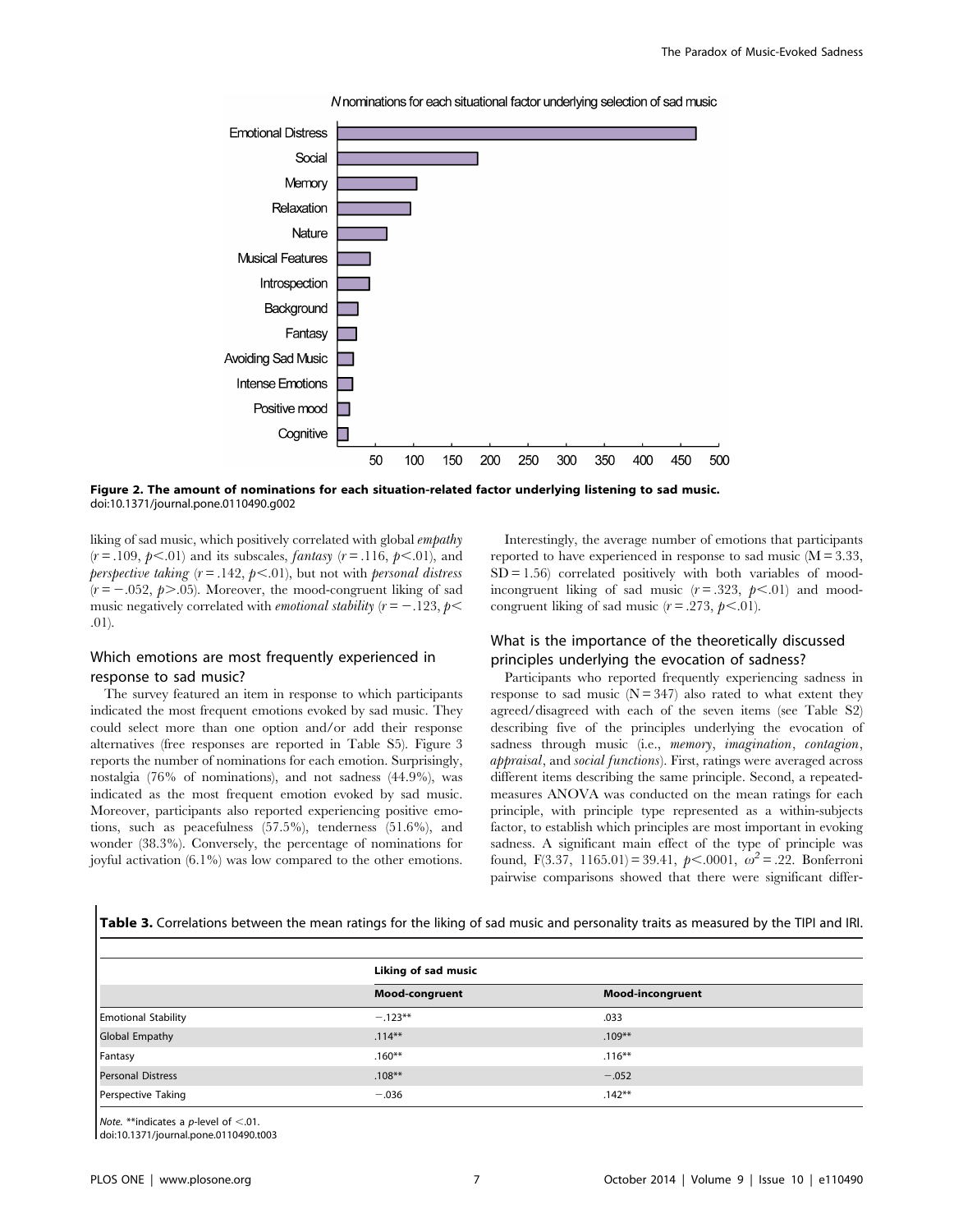**Figure 2. The amount of nominations for each situation-related factor underlying listening to sad music.**
doi:10.1371/journal.pone.0110490.g002

liking of sad music, which positively correlated with global *empathy* ($r = .109$, $p < .01$) and its subscales, *fantasy* ($r = .116$, $p < .01$), and *perspective taking* ($r = .142$, $p < .01$), but not with *personal distress* ($r = -.052$, $p > .05$). Moreover, the mood-congruent liking of sad music negatively correlated with *emotional stability* ($r = -.123$, $p < .01$).

### Which emotions are most frequently experienced in response to sad music?

The survey featured an item in response to which participants indicated the most frequent emotions evoked by sad music. They could select more than one option and/or add their response alternatives (free responses are reported in Table S5). Figure 3 reports the number of nominations for each emotion. Surprisingly, nostalgia (76% of nominations), and not sadness (44.9%), was indicated as the most frequent emotion evoked by sad music. Moreover, participants also reported experiencing positive emotions, such as peacefulness (57.5%), tenderness (51.6%), and wonder (38.3%). Conversely, the percentage of nominations for joyful activation (6.1%) was low compared to the other emotions.

Interestingly, the average number of emotions that participants reported to have experienced in response to sad music ($M = 3.33$, $SD = 1.56$) correlated positively with both variables of mood-incongruent liking of sad music ($r = .323$, $p < .01$) and mood-congruent liking of sad music ($r = .273$, $p < .01$).

### What is the importance of the theoretically discussed principles underlying the evocation of sadness?

Participants who reported frequently experiencing sadness in response to sad music ($N = 347$) also rated to what extent they agreed/disagreed with each of the seven items (see Table S2) describing five of the principles underlying the evocation of sadness through music (i.e., *memory*, *imagination*, *contagion*, *appraisal*, and *social functions*). First, ratings were averaged across different items describing the same principle. Second, a repeated-measures ANOVA was conducted on the mean ratings for each principle, with principle type represented as a within-subjects factor, to establish which principles are most important in evoking sadness. A significant main effect of the type of principle was found, $F(3.37,\ 1165.01) = 39.41$, $p < .0001$, $\omega^2 = .22$. Bonferroni pairwise comparisons showed that there were significant differ-

**Table 3.** Correlations between the mean ratings for the liking of sad music and personality traits as measured by the TIPI and IRI.

| | Liking of sad music | |
|---|---|---|
| | **Mood-congruent** | **Mood-incongruent** |
| Emotional Stability | −.123** | .033 |
| Global Empathy | .114** | .109** |
| Fantasy | .160** | .116** |
| Personal Distress | .108** | −.052 |
| Perspective Taking | −.036 | .142** |

*Note.* **indicates a *p*-level of <.01.
doi:10.1371/journal.pone.0110490.t003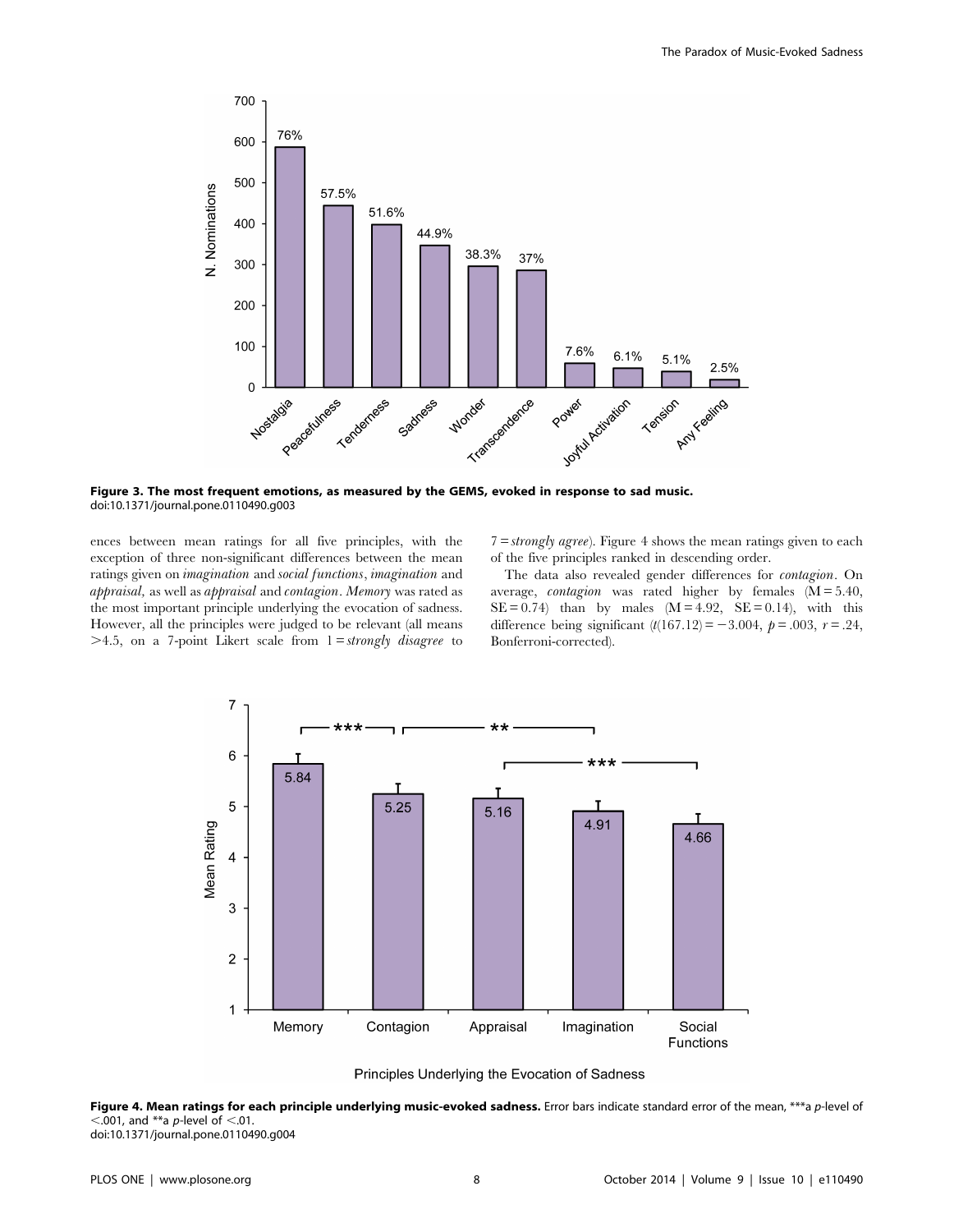Figure 3. The most frequent emotions, as measured by the GEMS, evoked in response to sad music.
doi:10.1371/journal.pone.0110490.g003

ences between mean ratings for all five principles, with the exception of three non-significant differences between the mean ratings given on *imagination* and *social functions*, *imagination* and *appraisal*, as well as *appraisal* and *contagion*. *Memory* was rated as the most important principle underlying the evocation of sadness. However, all the principles were judged to be relevant (all means >4.5, on a 7-point Likert scale from 1 = *strongly disagree* to 7 = *strongly agree*). Figure 4 shows the mean ratings given to each of the five principles ranked in descending order.

The data also revealed gender differences for *contagion*. On average, *contagion* was rated higher by females (M = 5.40, SE = 0.74) than by males (M = 4.92, SE = 0.14), with this difference being significant ($t(167.12) = -3.004$, $p = .003$, $r = .24$, Bonferroni-corrected).

Figure 4. Mean ratings for each principle underlying music-evoked sadness. Error bars indicate standard error of the mean, ***a *p*-level of <.001, and **a *p*-level of <.01.
doi:10.1371/journal.pone.0110490.g004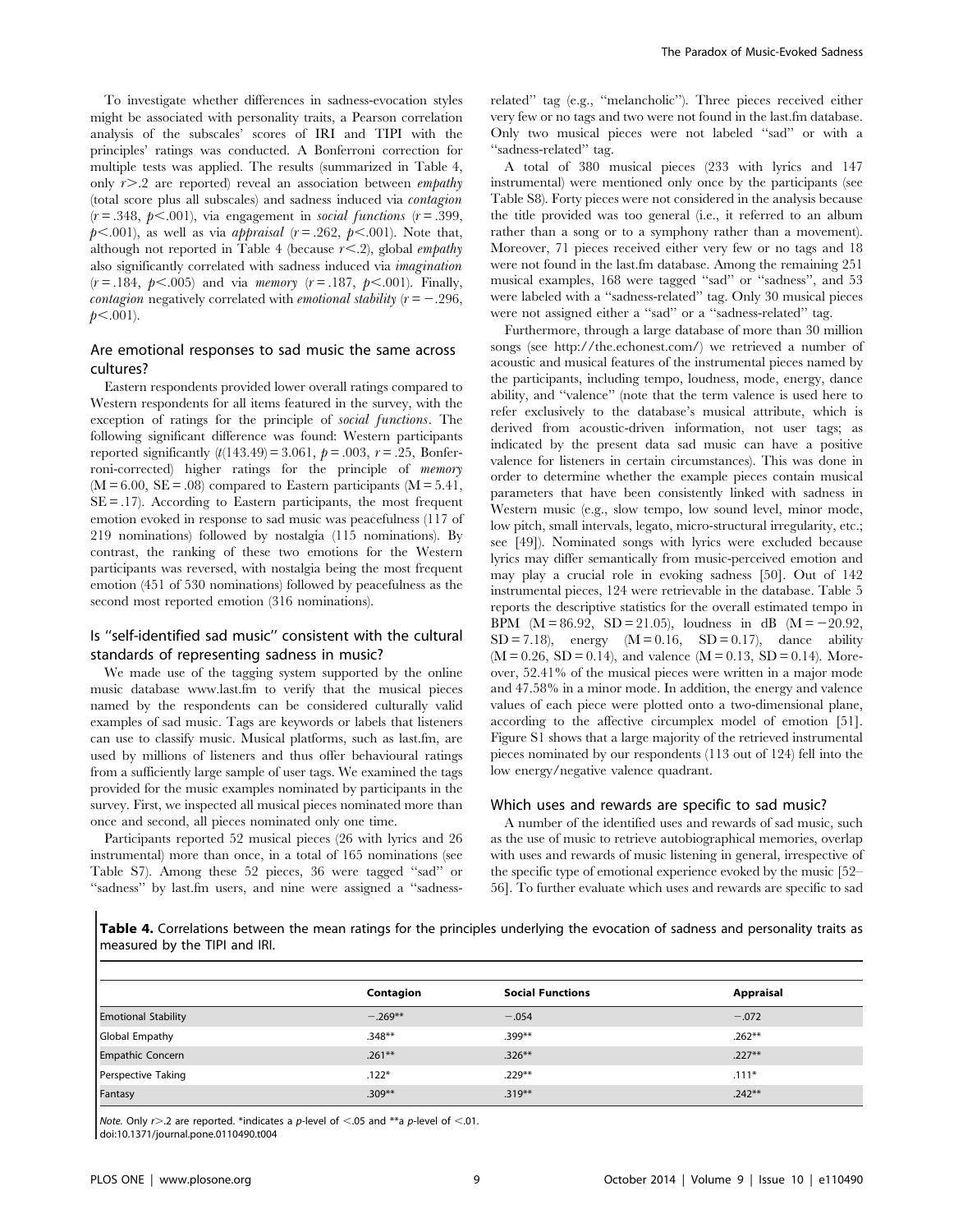To investigate whether differences in sadness-evocation styles might be associated with personality traits, a Pearson correlation analysis of the subscales' scores of IRI and TIPI with the principles' ratings was conducted. A Bonferroni correction for multiple tests was applied. The results (summarized in Table 4, only $r > .2$ are reported) reveal an association between *empathy* (total score plus all subscales) and sadness induced via *contagion* ($r = .348$, $p < .001$), via engagement in *social functions* ($r = .399$, $p < .001$), as well as via *appraisal* ($r = .262$, $p < .001$). Note that, although not reported in Table 4 (because $r < .2$), global *empathy* also significantly correlated with sadness induced via *imagination* ($r = .184$, $p < .005$) and via *memory* ($r = .187$, $p < .001$). Finally, *contagion* negatively correlated with *emotional stability* ($r = -.296$, $p < .001$).

## Are emotional responses to sad music the same across cultures?

Eastern respondents provided lower overall ratings compared to Western respondents for all items featured in the survey, with the exception of ratings for the principle of *social functions*. The following significant difference was found: Western participants reported significantly ($t(143.49) = 3.061$, $p = .003$, $r = .25$, Bonferroni-corrected) higher ratings for the principle of *memory* ($M = 6.00$, $SE = .08$) compared to Eastern participants ($M = 5.41$, $SE = .17$). According to Eastern participants, the most frequent emotion evoked in response to sad music was peacefulness (117 of 219 nominations) followed by nostalgia (115 nominations). By contrast, the ranking of these two emotions for the Western participants was reversed, with nostalgia being the most frequent emotion (451 of 530 nominations) followed by peacefulness as the second most reported emotion (316 nominations).

## Is ''self-identified sad music'' consistent with the cultural standards of representing sadness in music?

We made use of the tagging system supported by the online music database www.last.fm to verify that the musical pieces named by the respondents can be considered culturally valid examples of sad music. Tags are keywords or labels that listeners can use to classify music. Musical platforms, such as last.fm, are used by millions of listeners and thus offer behavioural ratings from a sufficiently large sample of user tags. We examined the tags provided for the music examples nominated by participants in the survey. First, we inspected all musical pieces nominated more than once and second, all pieces nominated only one time.

Participants reported 52 musical pieces (26 with lyrics and 26 instrumental) more than once, in a total of 165 nominations (see Table S7). Among these 52 pieces, 36 were tagged ''sad'' or ''sadness'' by last.fm users, and nine were assigned a ''sadness-related'' tag (e.g., ''melancholic''). Three pieces received either very few or no tags and two were not found in the last.fm database. Only two musical pieces were not labeled ''sad'' or with a ''sadness-related'' tag.

A total of 380 musical pieces (233 with lyrics and 147 instrumental) were mentioned only once by the participants (see Table S8). Forty pieces were not considered in the analysis because the title provided was too general (i.e., it referred to an album rather than a song or to a symphony rather than a movement). Moreover, 71 pieces received either very few or no tags and 18 were not found in the last.fm database. Among the remaining 251 musical examples, 168 were tagged ''sad'' or ''sadness'', and 53 were labeled with a ''sadness-related'' tag. Only 30 musical pieces were not assigned either a ''sad'' or a ''sadness-related'' tag.

Furthermore, through a large database of more than 30 million songs (see http://the.echonest.com/) we retrieved a number of acoustic and musical features of the instrumental pieces named by the participants, including tempo, loudness, mode, energy, dance ability, and ''valence'' (note that the term valence is used here to refer exclusively to the database's musical attribute, which is derived from acoustic-driven information, not user tags; as indicated by the present data sad music can have a positive valence for listeners in certain circumstances). This was done in order to determine whether the example pieces contain musical parameters that have been consistently linked with sadness in Western music (e.g., slow tempo, low sound level, minor mode, low pitch, small intervals, legato, micro-structural irregularity, etc.; see [49]). Nominated songs with lyrics were excluded because lyrics may differ semantically from music-perceived emotion and may play a crucial role in evoking sadness [50]. Out of 142 instrumental pieces, 124 were retrievable in the database. Table 5 reports the descriptive statistics for the overall estimated tempo in BPM ($M = 86.92$, $SD = 21.05$), loudness in dB ($M = -20.92$, $SD = 7.18$), energy ($M = 0.16$, $SD = 0.17$), dance ability ($M = 0.26$, $SD = 0.14$), and valence ($M = 0.13$, $SD = 0.14$). Moreover, 52.41% of the musical pieces were written in a major mode and 47.58% in a minor mode. In addition, the energy and valence values of each piece were plotted onto a two-dimensional plane, according to the affective circumplex model of emotion [51]. Figure S1 shows that a large majority of the retrieved instrumental pieces nominated by our respondents (113 out of 124) fell into the low energy/negative valence quadrant.

## Which uses and rewards are specific to sad music?

A number of the identified uses and rewards of sad music, such as the use of music to retrieve autobiographical memories, overlap with uses and rewards of music listening in general, irrespective of the specific type of emotional experience evoked by the music [52–56]. To further evaluate which uses and rewards are specific to sad

**Table 4.** Correlations between the mean ratings for the principles underlying the evocation of sadness and personality traits as measured by the TIPI and IRI.

| | Contagion | Social Functions | Appraisal |
|---|---|---|---|
| Emotional Stability | −.269** | −.054 | −.072 |
| Global Empathy | .348** | .399** | .262** |
| Empathic Concern | .261** | .326** | .227** |
| Perspective Taking | .122* | .229** | .111* |
| Fantasy | .309** | .319** | .242** |

*Note.* Only $r > .2$ are reported. *indicates a *p*-level of $< .05$ and **a *p*-level of $< .01$.
doi:10.1371/journal.pone.0110490.t004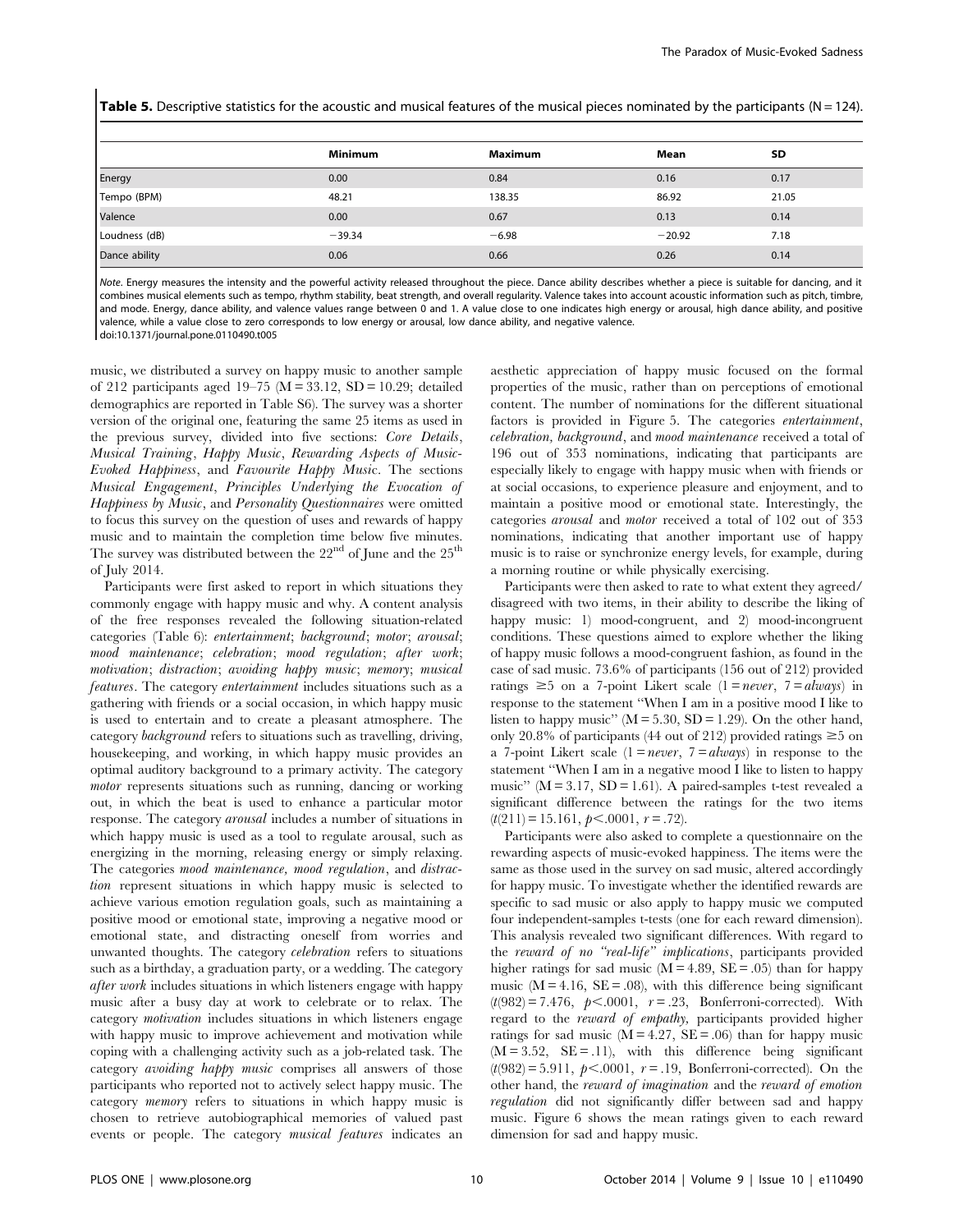**Table 5.** Descriptive statistics for the acoustic and musical features of the musical pieces nominated by the participants (N = 124).

| | Minimum | Maximum | Mean | SD |
|---|---|---|---|---|
| Energy | 0.00 | 0.84 | 0.16 | 0.17 |
| Tempo (BPM) | 48.21 | 138.35 | 86.92 | 21.05 |
| Valence | 0.00 | 0.67 | 0.13 | 0.14 |
| Loudness (dB) | −39.34 | −6.98 | −20.92 | 7.18 |
| Dance ability | 0.06 | 0.66 | 0.26 | 0.14 |

*Note.* Energy measures the intensity and the powerful activity released throughout the piece. Dance ability describes whether a piece is suitable for dancing, and it combines musical elements such as tempo, rhythm stability, beat strength, and overall regularity. Valence takes into account acoustic information such as pitch, timbre, and mode. Energy, dance ability, and valence values range between 0 and 1. A value close to one indicates high energy or arousal, high dance ability, and positive valence, while a value close to zero corresponds to low energy or arousal, low dance ability, and negative valence.
doi:10.1371/journal.pone.0110490.t005

music, we distributed a survey on happy music to another sample of 212 participants aged 19–75 (M = 33.12, SD = 10.29; detailed demographics are reported in Table S6). The survey was a shorter version of the original one, featuring the same 25 items as used in the previous survey, divided into five sections: *Core Details*, *Musical Training*, *Happy Music*, *Rewarding Aspects of Music-Evoked Happiness*, and *Favourite Happy Music*. The sections *Musical Engagement*, *Principles Underlying the Evocation of Happiness by Music*, and *Personality Questionnaires* were omitted to focus this survey on the question of uses and rewards of happy music and to maintain the completion time below five minutes. The survey was distributed between the 22nd of June and the 25th of July 2014.

Participants were first asked to report in which situations they commonly engage with happy music and why. A content analysis of the free responses revealed the following situation-related categories (Table 6): *entertainment*; *background*; *motor*; *arousal*; *mood maintenance*; *celebration*; *mood regulation*; *after work*; *motivation*; *distraction*; *avoiding happy music*; *memory*; *musical features*. The category *entertainment* includes situations such as a gathering with friends or a social occasion, in which happy music is used to entertain and to create a pleasant atmosphere. The category *background* refers to situations such as travelling, driving, housekeeping, and working, in which happy music provides an optimal auditory background to a primary activity. The category *motor* represents situations such as running, dancing or working out, in which the beat is used to enhance a particular motor response. The category *arousal* includes a number of situations in which happy music is used as a tool to regulate arousal, such as energizing in the morning, releasing energy or simply relaxing. The categories *mood maintenance, mood regulation*, and *distraction* represent situations in which happy music is selected to achieve various emotion regulation goals, such as maintaining a positive mood or emotional state, improving a negative mood or emotional state, and distracting oneself from worries and unwanted thoughts. The category *celebration* refers to situations such as a birthday, a graduation party, or a wedding. The category *after work* includes situations in which listeners engage with happy music after a busy day at work to celebrate or to relax. The category *motivation* includes situations in which listeners engage with happy music to improve achievement and motivation while coping with a challenging activity such as a job-related task. The category *avoiding happy music* comprises all answers of those participants who reported not to actively select happy music. The category *memory* refers to situations in which happy music is chosen to retrieve autobiographical memories of valued past events or people. The category *musical features* indicates an aesthetic appreciation of happy music focused on the formal properties of the music, rather than on perceptions of emotional content. The number of nominations for the different situational factors is provided in Figure 5. The categories *entertainment, celebration, background*, and *mood maintenance* received a total of 196 out of 353 nominations, indicating that participants are especially likely to engage with happy music when with friends or at social occasions, to experience pleasure and enjoyment, and to maintain a positive mood or emotional state. Interestingly, the categories *arousal* and *motor* received a total of 102 out of 353 nominations, indicating that another important use of happy music is to raise or synchronize energy levels, for example, during a morning routine or while physically exercising.

Participants were then asked to rate to what extent they agreed/disagreed with two items, in their ability to describe the liking of happy music: 1) mood-congruent, and 2) mood-incongruent conditions. These questions aimed to explore whether the liking of happy music follows a mood-congruent fashion, as found in the case of sad music. 73.6% of participants (156 out of 212) provided ratings ≥5 on a 7-point Likert scale (1 = *never*, 7 = *always*) in response to the statement "When I am in a positive mood I like to listen to happy music" (M = 5.30, SD = 1.29). On the other hand, only 20.8% of participants (44 out of 212) provided ratings ≥5 on a 7-point Likert scale (1 = *never*, 7 = *always*) in response to the statement "When I am in a negative mood I like to listen to happy music" (M = 3.17, SD = 1.61). A paired-samples t-test revealed a significant difference between the ratings for the two items ($t(211) = 15.161$, $p < .0001$, $r = .72$).

Participants were also asked to complete a questionnaire on the rewarding aspects of music-evoked happiness. The items were the same as those used in the survey on sad music, altered accordingly for happy music. To investigate whether the identified rewards are specific to sad music or also apply to happy music we computed four independent-samples t-tests (one for each reward dimension). This analysis revealed two significant differences. With regard to the *reward of no "real-life" implications*, participants provided higher ratings for sad music (M = 4.89, SE = .05) than for happy music (M = 4.16, SE = .08), with this difference being significant ($t(982) = 7.476$, $p < .0001$, $r = .23$, Bonferroni-corrected). With regard to the *reward of empathy*, participants provided higher ratings for sad music (M = 4.27, SE = .06) than for happy music (M = 3.52, SE = .11), with this difference being significant ($t(982) = 5.911$, $p < .0001$, $r = .19$, Bonferroni-corrected). On the other hand, the *reward of imagination* and the *reward of emotion regulation* did not significantly differ between sad and happy music. Figure 6 shows the mean ratings given to each reward dimension for sad and happy music.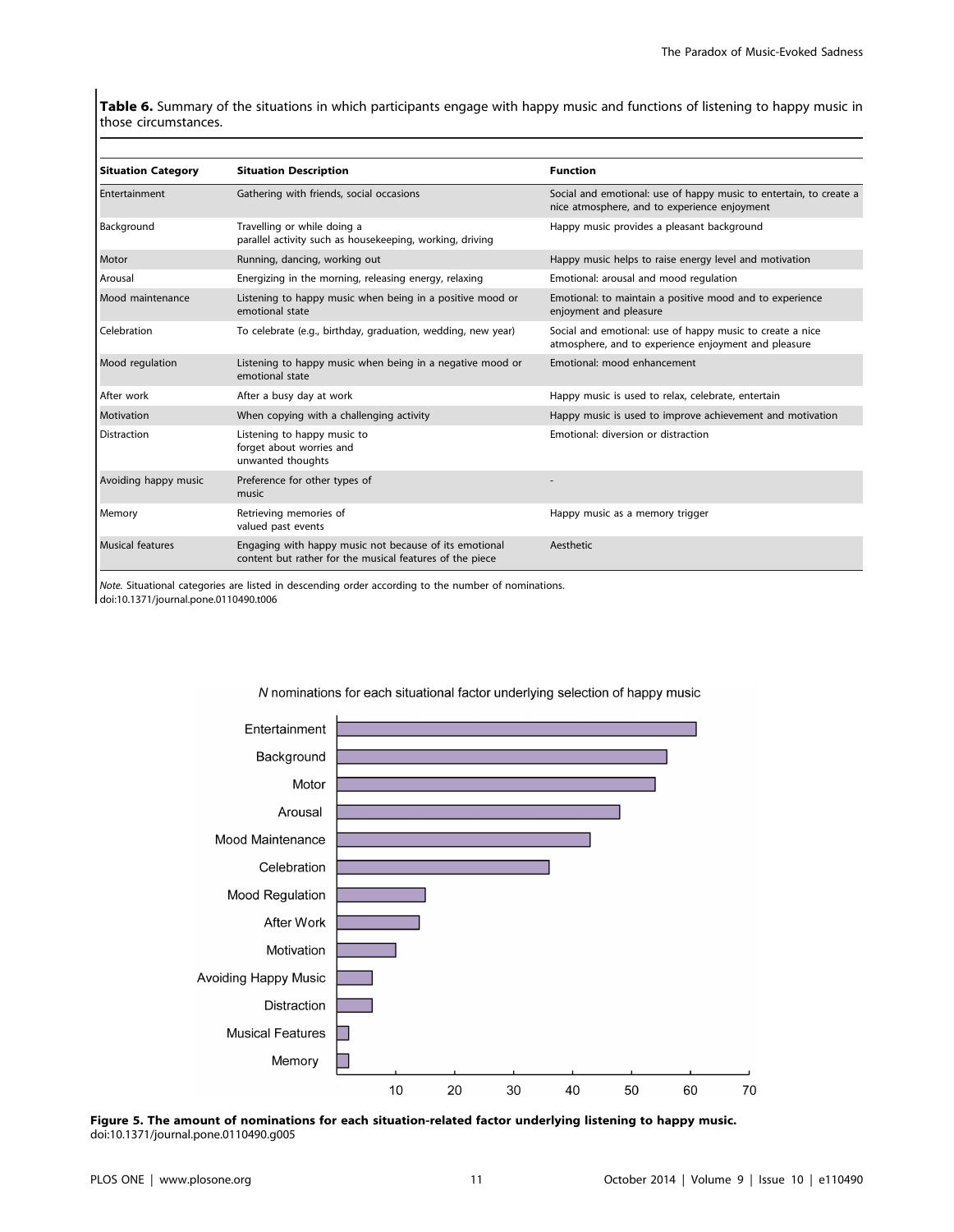**Table 6.** Summary of the situations in which participants engage with happy music and functions of listening to happy music in those circumstances.

| Situation Category | Situation Description | Function |
|---|---|---|
| Entertainment | Gathering with friends, social occasions | Social and emotional: use of happy music to entertain, to create a nice atmosphere, and to experience enjoyment |
| Background | Travelling or while doing a parallel activity such as housekeeping, working, driving | Happy music provides a pleasant background |
| Motor | Running, dancing, working out | Happy music helps to raise energy level and motivation |
| Arousal | Energizing in the morning, releasing energy, relaxing | Emotional: arousal and mood regulation |
| Mood maintenance | Listening to happy music when being in a positive mood or emotional state | Emotional: to maintain a positive mood and to experience enjoyment and pleasure |
| Celebration | To celebrate (e.g., birthday, graduation, wedding, new year) | Social and emotional: use of happy music to create a nice atmosphere, and to experience enjoyment and pleasure |
| Mood regulation | Listening to happy music when being in a negative mood or emotional state | Emotional: mood enhancement |
| After work | After a busy day at work | Happy music is used to relax, celebrate, entertain |
| Motivation | When copying with a challenging activity | Happy music is used to improve achievement and motivation |
| Distraction | Listening to happy music to forget about worries and unwanted thoughts | Emotional: diversion or distraction |
| Avoiding happy music | Preference for other types of music | - |
| Memory | Retrieving memories of valued past events | Happy music as a memory trigger |
| Musical features | Engaging with happy music not because of its emotional content but rather for the musical features of the piece | Aesthetic |

*Note.* Situational categories are listed in descending order according to the number of nominations.
doi:10.1371/journal.pone.0110490.t006

**Figure 5. The amount of nominations for each situation-related factor underlying listening to happy music.**
doi:10.1371/journal.pone.0110490.g005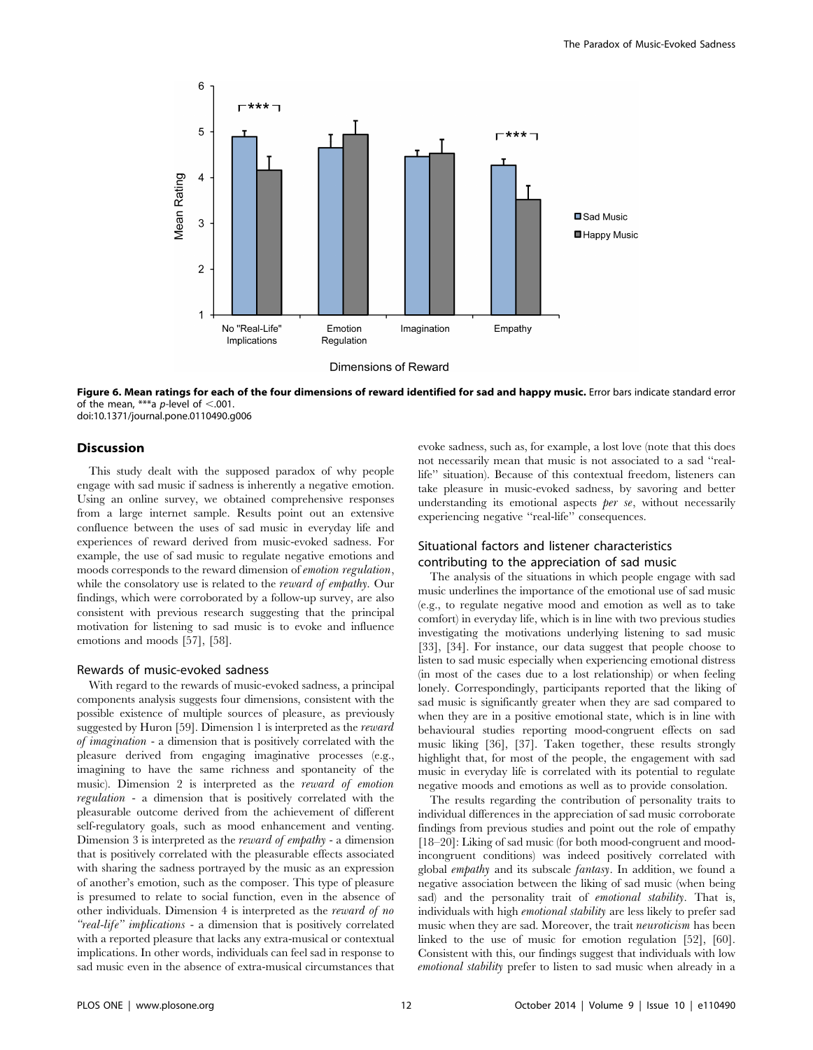Figure 6. Mean ratings for each of the four dimensions of reward identified for sad and happy music. Error bars indicate standard error of the mean, ***a *p*-level of <.001.
doi:10.1371/journal.pone.0110490.g006

## Discussion

This study dealt with the supposed paradox of why people engage with sad music if sadness is inherently a negative emotion. Using an online survey, we obtained comprehensive responses from a large internet sample. Results point out an extensive confluence between the uses of sad music in everyday life and experiences of reward derived from music-evoked sadness. For example, the use of sad music to regulate negative emotions and moods corresponds to the reward dimension of *emotion regulation*, while the consolatory use is related to the *reward of empathy*. Our findings, which were corroborated by a follow-up survey, are also consistent with previous research suggesting that the principal motivation for listening to sad music is to evoke and influence emotions and moods [57], [58].

### Rewards of music-evoked sadness

With regard to the rewards of music-evoked sadness, a principal components analysis suggests four dimensions, consistent with the possible existence of multiple sources of pleasure, as previously suggested by Huron [59]. Dimension 1 is interpreted as the *reward of imagination* - a dimension that is positively correlated with the pleasure derived from engaging imaginative processes (e.g., imagining to have the same richness and spontaneity of the music). Dimension 2 is interpreted as the *reward of emotion regulation* - a dimension that is positively correlated with the pleasurable outcome derived from the achievement of different self-regulatory goals, such as mood enhancement and venting. Dimension 3 is interpreted as the *reward of empathy* - a dimension that is positively correlated with the pleasurable effects associated with sharing the sadness portrayed by the music as an expression of another's emotion, such as the composer. This type of pleasure is presumed to relate to social function, even in the absence of other individuals. Dimension 4 is interpreted as the *reward of no "real-life" implications* - a dimension that is positively correlated with a reported pleasure that lacks any extra-musical or contextual implications. In other words, individuals can feel sad in response to sad music even in the absence of extra-musical circumstances that evoke sadness, such as, for example, a lost love (note that this does not necessarily mean that music is not associated to a sad "real-life" situation). Because of this contextual freedom, listeners can take pleasure in music-evoked sadness, by savoring and better understanding its emotional aspects *per se*, without necessarily experiencing negative "real-life" consequences.

### Situational factors and listener characteristics contributing to the appreciation of sad music

The analysis of the situations in which people engage with sad music underlines the importance of the emotional use of sad music (e.g., to regulate negative mood and emotion as well as to take comfort) in everyday life, which is in line with two previous studies investigating the motivations underlying listening to sad music [33], [34]. For instance, our data suggest that people choose to listen to sad music especially when experiencing emotional distress (in most of the cases due to a lost relationship) or when feeling lonely. Correspondingly, participants reported that the liking of sad music is significantly greater when they are sad compared to when they are in a positive emotional state, which is in line with behavioural studies reporting mood-congruent effects on sad music liking [36], [37]. Taken together, these results strongly highlight that, for most of the people, the engagement with sad music in everyday life is correlated with its potential to regulate negative moods and emotions as well as to provide consolation.

The results regarding the contribution of personality traits to individual differences in the appreciation of sad music corroborate findings from previous studies and point out the role of empathy [18–20]: Liking of sad music (for both mood-congruent and mood-incongruent conditions) was indeed positively correlated with global *empathy* and its subscale *fantasy*. In addition, we found a negative association between the liking of sad music (when being sad) and the personality trait of *emotional stability*. That is, individuals with high *emotional stability* are less likely to prefer sad music when they are sad. Moreover, the trait *neuroticism* has been linked to the use of music for emotion regulation [52], [60]. Consistent with this, our findings suggest that individuals with low *emotional stability* prefer to listen to sad music when already in a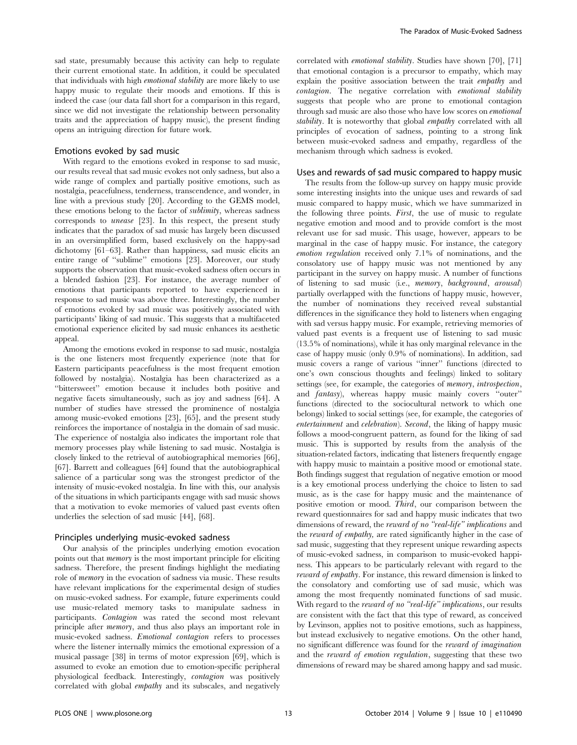sad state, presumably because this activity can help to regulate their current emotional state. In addition, it could be speculated that individuals with high *emotional stability* are more likely to use happy music to regulate their moods and emotions. If this is indeed the case (our data fall short for a comparison in this regard, since we did not investigate the relationship between personality traits and the appreciation of happy music), the present finding opens an intriguing direction for future work.

### Emotions evoked by sad music

With regard to the emotions evoked in response to sad music, our results reveal that sad music evokes not only sadness, but also a wide range of complex and partially positive emotions, such as nostalgia, peacefulness, tenderness, transcendence, and wonder, in line with a previous study [20]. According to the GEMS model, these emotions belong to the factor of *sublimity*, whereas sadness corresponds to *unease* [23]. In this respect, the present study indicates that the paradox of sad music has largely been discussed in an oversimplified form, based exclusively on the happy-sad dichotomy [61–63]. Rather than happiness, sad music elicits an entire range of various "sublime" emotions [23]. Moreover, our study supports the observation that music-evoked sadness often occurs in a blended fashion [23]. For instance, the average number of emotions that participants reported to have experienced in response to sad music was above three. Interestingly, the number of emotions evoked by sad music was positively associated with participants' liking of sad music. This suggests that a multifaceted emotional experience elicited by sad music enhances its aesthetic appeal.

Among the emotions evoked in response to sad music, nostalgia is the one listeners most frequently experience (note that for Eastern participants peacefulness is the most frequent emotion followed by nostalgia). Nostalgia has been characterized as a "bittersweet" emotion because it includes both positive and negative facets simultaneously, such as joy and sadness [64]. A number of studies have stressed the prominence of nostalgia among music-evoked emotions [23], [65], and the present study reinforces the importance of nostalgia in the domain of sad music. The experience of nostalgia also indicates the important role that memory processes play while listening to sad music. Nostalgia is closely linked to the retrieval of autobiographical memories [66], [67]. Barrett and colleagues [64] found that the autobiographical salience of a particular song was the strongest predictor of the intensity of music-evoked nostalgia. In line with this, our analysis of the situations in which participants engage with sad music shows that a motivation to evoke memories of valued past events often underlies the selection of sad music [44], [68].

### Principles underlying music-evoked sadness

Our analysis of the principles underlying emotion evocation points out that *memory* is the most important principle for eliciting sadness. Therefore, the present findings highlight the mediating role of *memory* in the evocation of sadness via music. These results have relevant implications for the experimental design of studies on music-evoked sadness. For example, future experiments could use music-related memory tasks to manipulate sadness in participants. *Contagion* was rated the second most relevant principle after *memory*, and thus also plays an important role in music-evoked sadness. *Emotional contagion* refers to processes where the listener internally mimics the emotional expression of a musical passage [38] in terms of motor expression [69], which is assumed to evoke an emotion due to emotion-specific peripheral physiological feedback. Interestingly, *contagion* was positively correlated with global *empathy* and its subscales, and negatively correlated with *emotional stability*. Studies have shown [70], [71] that emotional contagion is a precursor to empathy, which may explain the positive association between the trait *empathy* and *contagion*. The negative correlation with *emotional stability* suggests that people who are prone to emotional contagion through sad music are also those who have low scores on *emotional stability*. It is noteworthy that global *empathy* correlated with all principles of evocation of sadness, pointing to a strong link between music-evoked sadness and empathy, regardless of the mechanism through which sadness is evoked.

### Uses and rewards of sad music compared to happy music

The results from the follow-up survey on happy music provide some interesting insights into the unique uses and rewards of sad music compared to happy music, which we have summarized in the following three points. *First*, the use of music to regulate negative emotion and mood and to provide comfort is the most relevant use for sad music. This usage, however, appears to be marginal in the case of happy music. For instance, the category *emotion regulation* received only 7.1% of nominations, and the consolatory use of happy music was not mentioned by any participant in the survey on happy music. A number of functions of listening to sad music (i.e., *memory*, *background*, *arousal*) partially overlapped with the functions of happy music, however, the number of nominations they received reveal substantial differences in the significance they hold to listeners when engaging with sad versus happy music. For example, retrieving memories of valued past events is a frequent use of listening to sad music (13.5% of nominations), while it has only marginal relevance in the case of happy music (only 0.9% of nominations). In addition, sad music covers a range of various "inner" functions (directed to one's own conscious thoughts and feelings) linked to solitary settings (see, for example, the categories of *memory*, *introspection*, and *fantasy*), whereas happy music mainly covers "outer" functions (directed to the sociocultural network to which one belongs) linked to social settings (see, for example, the categories of *entertainment* and *celebration*). *Second*, the liking of happy music follows a mood-congruent pattern, as found for the liking of sad music. This is supported by results from the analysis of the situation-related factors, indicating that listeners frequently engage with happy music to maintain a positive mood or emotional state. Both findings suggest that regulation of negative emotion or mood is a key emotional process underlying the choice to listen to sad music, as is the case for happy music and the maintenance of positive emotion or mood. *Third*, our comparison between the reward questionnaires for sad and happy music indicates that two dimensions of reward, the *reward of no "real-life" implications* and the *reward of empathy*, are rated significantly higher in the case of sad music, suggesting that they represent unique rewarding aspects of music-evoked sadness, in comparison to music-evoked happiness. This appears to be particularly relevant with regard to the *reward of empathy*. For instance, this reward dimension is linked to the consolatory and comforting use of sad music, which was among the most frequently nominated functions of sad music. With regard to the *reward of no "real-life" implications*, our results are consistent with the fact that this type of reward, as conceived by Levinson, applies not to positive emotions, such as happiness, but instead exclusively to negative emotions. On the other hand, no significant difference was found for the *reward of imagination* and the *reward of emotion regulation*, suggesting that these two dimensions of reward may be shared among happy and sad music.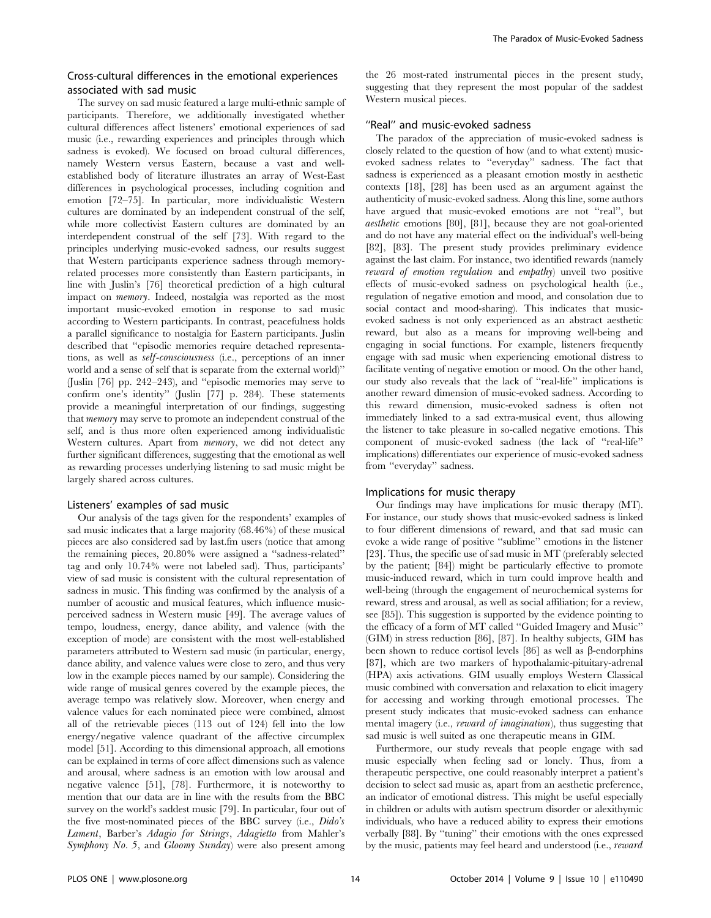### Cross-cultural differences in the emotional experiences associated with sad music

The survey on sad music featured a large multi-ethnic sample of participants. Therefore, we additionally investigated whether cultural differences affect listeners' emotional experiences of sad music (i.e., rewarding experiences and principles through which sadness is evoked). We focused on broad cultural differences, namely Western versus Eastern, because a vast and well-established body of literature illustrates an array of West-East differences in psychological processes, including cognition and emotion [72–75]. In particular, more individualistic Western cultures are dominated by an independent construal of the self, while more collectivist Eastern cultures are dominated by an interdependent construal of the self [73]. With regard to the principles underlying music-evoked sadness, our results suggest that Western participants experience sadness through memory-related processes more consistently than Eastern participants, in line with Juslin's [76] theoretical prediction of a high cultural impact on *memory*. Indeed, nostalgia was reported as the most important music-evoked emotion in response to sad music according to Western participants. In contrast, peacefulness holds a parallel significance to nostalgia for Eastern participants. Juslin described that "episodic memories require detached representations, as well as *self-consciousness* (i.e., perceptions of an inner world and a sense of self that is separate from the external world)" (Juslin [76] pp. 242–243), and "episodic memories may serve to confirm one's identity" (Juslin [77] p. 284). These statements provide a meaningful interpretation of our findings, suggesting that *memory* may serve to promote an independent construal of the self, and is thus more often experienced among individualistic Western cultures. Apart from *memory*, we did not detect any further significant differences, suggesting that the emotional as well as rewarding processes underlying listening to sad music might be largely shared across cultures.

### Listeners' examples of sad music

Our analysis of the tags given for the respondents' examples of sad music indicates that a large majority (68.46%) of these musical pieces are also considered sad by last.fm users (notice that among the remaining pieces, 20.80% were assigned a "sadness-related" tag and only 10.74% were not labeled sad). Thus, participants' view of sad music is consistent with the cultural representation of sadness in music. This finding was confirmed by the analysis of a number of acoustic and musical features, which influence music-perceived sadness in Western music [49]. The average values of tempo, loudness, energy, dance ability, and valence (with the exception of mode) are consistent with the most well-established parameters attributed to Western sad music (in particular, energy, dance ability, and valence values were close to zero, and thus very low in the example pieces named by our sample). Considering the wide range of musical genres covered by the example pieces, the average tempo was relatively slow. Moreover, when energy and valence values for each nominated piece were combined, almost all of the retrievable pieces (113 out of 124) fell into the low energy/negative valence quadrant of the affective circumplex model [51]. According to this dimensional approach, all emotions can be explained in terms of core affect dimensions such as valence and arousal, where sadness is an emotion with low arousal and negative valence [51], [78]. Furthermore, it is noteworthy to mention that our data are in line with the results from the BBC survey on the world's saddest music [79]. In particular, four out of the five most-nominated pieces of the BBC survey (i.e., *Dido's Lament*, Barber's *Adagio for Strings*, *Adagietto* from Mahler's *Symphony No. 5*, and *Gloomy Sunday*) were also present among the 26 most-rated instrumental pieces in the present study, suggesting that they represent the most popular of the saddest Western musical pieces.

### "Real" and music-evoked sadness

The paradox of the appreciation of music-evoked sadness is closely related to the question of how (and to what extent) music-evoked sadness relates to "everyday" sadness. The fact that sadness is experienced as a pleasant emotion mostly in aesthetic contexts [18], [28] has been used as an argument against the authenticity of music-evoked sadness. Along this line, some authors have argued that music-evoked emotions are not "real", but *aesthetic* emotions [80], [81], because they are not goal-oriented and do not have any material effect on the individual's well-being [82], [83]. The present study provides preliminary evidence against the last claim. For instance, two identified rewards (namely *reward of emotion regulation* and *empathy*) unveil two positive effects of music-evoked sadness on psychological health (i.e., regulation of negative emotion and mood, and consolation due to social contact and mood-sharing). This indicates that music-evoked sadness is not only experienced as an abstract aesthetic reward, but also as a means for improving well-being and engaging in social functions. For example, listeners frequently engage with sad music when experiencing emotional distress to facilitate venting of negative emotion or mood. On the other hand, our study also reveals that the lack of "real-life" implications is another reward dimension of music-evoked sadness. According to this reward dimension, music-evoked sadness is often not immediately linked to a sad extra-musical event, thus allowing the listener to take pleasure in so-called negative emotions. This component of music-evoked sadness (the lack of "real-life" implications) differentiates our experience of music-evoked sadness from "everyday" sadness.

### Implications for music therapy

Our findings may have implications for music therapy (MT). For instance, our study shows that music-evoked sadness is linked to four different dimensions of reward, and that sad music can evoke a wide range of positive "sublime" emotions in the listener [23]. Thus, the specific use of sad music in MT (preferably selected by the patient; [84]) might be particularly effective to promote music-induced reward, which in turn could improve health and well-being (through the engagement of neurochemical systems for reward, stress and arousal, as well as social affiliation; for a review, see [85]). This suggestion is supported by the evidence pointing to the efficacy of a form of MT called "Guided Imagery and Music" (GIM) in stress reduction [86], [87]. In healthy subjects, GIM has been shown to reduce cortisol levels [86] as well as β-endorphins [87], which are two markers of hypothalamic-pituitary-adrenal (HPA) axis activations. GIM usually employs Western Classical music combined with conversation and relaxation to elicit imagery for accessing and working through emotional processes. The present study indicates that music-evoked sadness can enhance mental imagery (i.e., *reward of imagination*), thus suggesting that sad music is well suited as one therapeutic means in GIM.

Furthermore, our study reveals that people engage with sad music especially when feeling sad or lonely. Thus, from a therapeutic perspective, one could reasonably interpret a patient's decision to select sad music as, apart from an aesthetic preference, an indicator of emotional distress. This might be useful especially in children or adults with autism spectrum disorder or alexithymic individuals, who have a reduced ability to express their emotions verbally [88]. By "tuning" their emotions with the ones expressed by the music, patients may feel heard and understood (i.e., *reward*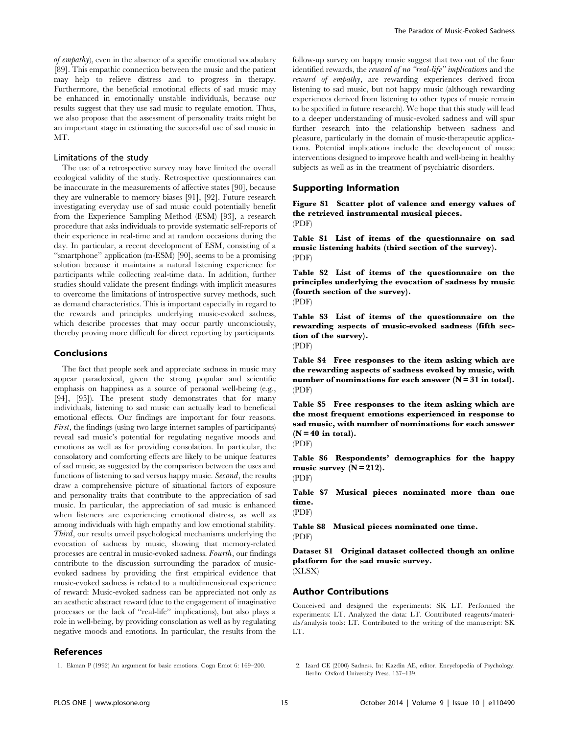*of empathy*), even in the absence of a specific emotional vocabulary [89]. This empathic connection between the music and the patient may help to relieve distress and to progress in therapy. Furthermore, the beneficial emotional effects of sad music may be enhanced in emotionally unstable individuals, because our results suggest that they use sad music to regulate emotion. Thus, we also propose that the assessment of personality traits might be an important stage in estimating the successful use of sad music in MT.

### Limitations of the study

The use of a retrospective survey may have limited the overall ecological validity of the study. Retrospective questionnaires can be inaccurate in the measurements of affective states [90], because they are vulnerable to memory biases [91], [92]. Future research investigating everyday use of sad music could potentially benefit from the Experience Sampling Method (ESM) [93], a research procedure that asks individuals to provide systematic self-reports of their experience in real-time and at random occasions during the day. In particular, a recent development of ESM, consisting of a "smartphone" application (m-ESM) [90], seems to be a promising solution because it maintains a natural listening experience for participants while collecting real-time data. In addition, further studies should validate the present findings with implicit measures to overcome the limitations of introspective survey methods, such as demand characteristics. This is important especially in regard to the rewards and principles underlying music-evoked sadness, which describe processes that may occur partly unconsciously, thereby proving more difficult for direct reporting by participants.

## Conclusions

The fact that people seek and appreciate sadness in music may appear paradoxical, given the strong popular and scientific emphasis on happiness as a source of personal well-being (e.g., [94], [95]). The present study demonstrates that for many individuals, listening to sad music can actually lead to beneficial emotional effects. Our findings are important for four reasons. *First*, the findings (using two large internet samples of participants) reveal sad music's potential for regulating negative moods and emotions as well as for providing consolation. In particular, the consolatory and comforting effects are likely to be unique features of sad music, as suggested by the comparison between the uses and functions of listening to sad versus happy music. *Second*, the results draw a comprehensive picture of situational factors of exposure and personality traits that contribute to the appreciation of sad music. In particular, the appreciation of sad music is enhanced when listeners are experiencing emotional distress, as well as among individuals with high empathy and low emotional stability. *Third*, our results unveil psychological mechanisms underlying the evocation of sadness by music, showing that memory-related processes are central in music-evoked sadness. *Fourth*, our findings contribute to the discussion surrounding the paradox of music-evoked sadness by providing the first empirical evidence that music-evoked sadness is related to a multidimensional experience of reward: Music-evoked sadness can be appreciated not only as an aesthetic abstract reward (due to the engagement of imaginative processes or the lack of "real-life" implications), but also plays a role in well-being, by providing consolation as well as by regulating negative moods and emotions. In particular, the results from the follow-up survey on happy music suggest that two out of the four identified rewards, the *reward of no "real-life" implications* and the *reward of empathy*, are rewarding experiences derived from listening to sad music, but not happy music (although rewarding experiences derived from listening to other types of music remain to be specified in future research). We hope that this study will lead to a deeper understanding of music-evoked sadness and will spur further research into the relationship between sadness and pleasure, particularly in the domain of music-therapeutic applications. Potential implications include the development of music interventions designed to improve health and well-being in healthy subjects as well as in the treatment of psychiatric disorders.

## Supporting Information

**Figure S1 Scatter plot of valence and energy values of the retrieved instrumental musical pieces.**
(PDF)

**Table S1 List of items of the questionnaire on sad music listening habits (third section of the survey).**
(PDF)

**Table S2 List of items of the questionnaire on the principles underlying the evocation of sadness by music (fourth section of the survey).**
(PDF)

**Table S3 List of items of the questionnaire on the rewarding aspects of music-evoked sadness (fifth section of the survey).**
(PDF)

**Table S4 Free responses to the item asking which are the rewarding aspects of sadness evoked by music, with number of nominations for each answer (N = 31 in total).**
(PDF)

**Table S5 Free responses to the item asking which are the most frequent emotions experienced in response to sad music, with number of nominations for each answer (N = 40 in total).**
(PDF)

**Table S6 Respondents' demographics for the happy music survey (N = 212).**
(PDF)

**Table S7 Musical pieces nominated more than one time.**
(PDF)

**Table S8 Musical pieces nominated one time.**
(PDF)

**Dataset S1 Original dataset collected though an online platform for the sad music survey.**
(XLSX)

## Author Contributions

Conceived and designed the experiments: SK LT. Performed the experiments: LT. Analyzed the data: LT. Contributed reagents/materials/analysis tools: LT. Contributed to the writing of the manuscript: SK LT.

## References

1. Ekman P (1992) An argument for basic emotions. Cogn Emot 6: 169–200.
2. Izard CE (2000) Sadness. In: Kazdin AE, editor. Encyclopedia of Psychology. Berlin: Oxford University Press. 137–139.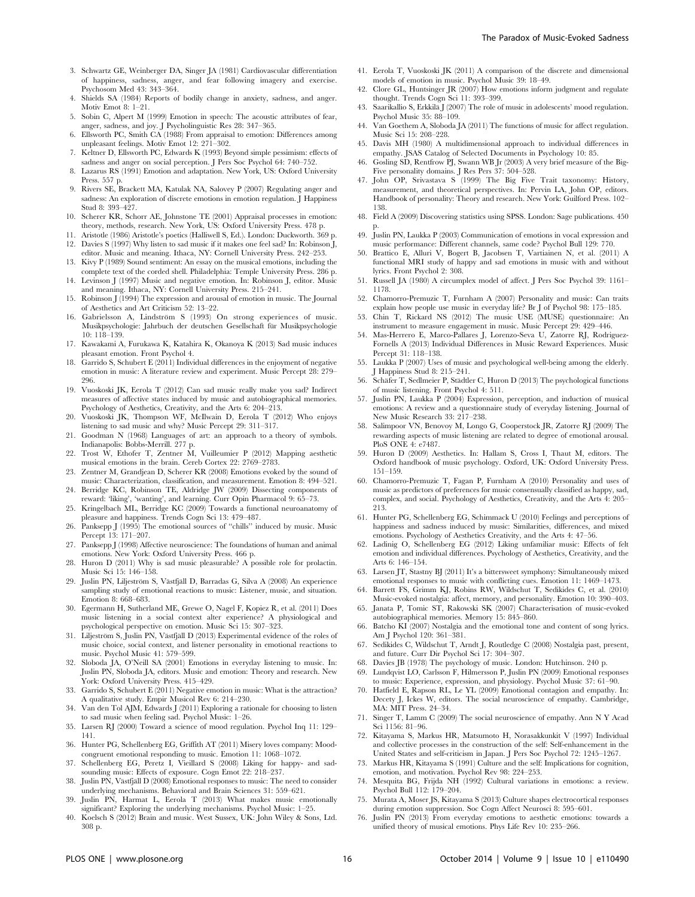3. Schwartz GE, Weinberger DA, Singer JA (1981) Cardiovascular differentiation of happiness, sadness, anger, and fear following imagery and exercise. Psychosom Med 43: 343–364.
4. Shields SA (1984) Reports of bodily change in anxiety, sadness, and anger. Motiv Emot 8: 1–21.
5. Sobin C, Alpert M (1999) Emotion in speech: The acoustic attributes of fear, anger, sadness, and joy. J Psycholinguistic Res 28: 347–365.
6. Ellsworth PC, Smith CA (1988) From appraisal to emotion: Differences among unpleasant feelings. Motiv Emot 12: 271–302.
7. Keltner D, Ellsworth PC, Edwards K (1993) Beyond simple pessimism: effects of sadness and anger on social perception. J Pers Soc Psychol 64: 740–752.
8. Lazarus RS (1991) Emotion and adaptation. New York, US: Oxford University Press. 557 p.
9. Rivers SE, Brackett MA, Katulak NA, Salovey P (2007) Regulating anger and sadness: An exploration of discrete emotions in emotion regulation. J Happiness Stud 8: 393–427.
10. Scherer KR, Schorr AE, Johnstone TE (2001) Appraisal processes in emotion: theory, methods, research. New York, US: Oxford University Press. 478 p.
11. Aristotle (1986) Aristotle's poetics (Halliwell S, Ed.). London: Duckworth. 369 p.
12. Davies S (1997) Why listen to sad music if it makes one feel sad? In: Robinson J, editor. Music and meaning. Ithaca, NY: Cornell University Press. 242–253.
13. Kivy P (1989) Sound sentiment: An essay on the musical emotions, including the complete text of the corded shell. Philadelphia: Temple University Press. 286 p.
14. Levinson J (1997) Music and negative emotion. In: Robinson J, editor. Music and meaning. Ithaca, NY: Cornell University Press. 215–241.
15. Robinson J (1994) The expression and arousal of emotion in music. The Journal of Aesthetics and Art Criticism 52: 13–22.
16. Gabrielsson A, Lindström S (1993) On strong experiences of music. Musikpsychologie: Jahrbuch der deutschen Gesellschaft für Musikpsychologie 10: 118–139.
17. Kawakami A, Furukawa K, Katahira K, Okanoya K (2013) Sad music induces pleasant emotion. Front Psychol 4.
18. Garrido S, Schubert E (2011) Individual differences in the enjoyment of negative emotion in music: A literature review and experiment. Music Percept 28: 279–296.
19. Vuoskoski JK, Eerola T (2012) Can sad music really make you sad? Indirect measures of affective states induced by music and autobiographical memories. Psychology of Aesthetics, Creativity, and the Arts 6: 204–213.
20. Vuoskoski JK, Thompson WF, McIlwain D, Eerola T (2012) Who enjoys listening to sad music and why? Music Percept 29: 311–317.
21. Goodman N (1968) Languages of art: an approach to a theory of symbols. Indianapolis: Bobbs-Merrill. 277 p.
22. Trost W, Ethofer T, Zentner M, Vuilleumier P (2012) Mapping aesthetic musical emotions in the brain. Cereb Cortex 22: 2769–2783.
23. Zentner M, Grandjean D, Scherer KR (2008) Emotions evoked by the sound of music: Characterization, classification, and measurement. Emotion 8: 494–521.
24. Berridge KC, Robinson TE, Aldridge JW (2009) Dissecting components of reward: 'liking', 'wanting', and learning. Curr Opin Pharmacol 9: 65–73.
25. Kringelbach ML, Berridge KC (2009) Towards a functional neuroanatomy of pleasure and happiness. Trends Cogn Sci 13: 479–487.
26. Panksepp J (1995) The emotional sources of "chills" induced by music. Music Percept 13: 171–207.
27. Panksepp J (1998) Affective neuroscience: The foundations of human and animal emotions. New York: Oxford University Press. 466 p.
28. Huron D (2011) Why is sad music pleasurable? A possible role for prolactin. Music Sci 15: 146–158.
29. Juslin PN, Liljeström S, Västfjäll D, Barradas G, Silva A (2008) An experience sampling study of emotional reactions to music: Listener, music, and situation. Emotion 8: 668–683.
30. Egermann H, Sutherland ME, Grewe O, Nagel F, Kopiez R, et al. (2011) Does music listening in a social context alter experience? A physiological and psychological perspective on emotion. Music Sci 15: 307–323.
31. Liljeström S, Juslin PN, Västfjäll D (2013) Experimental evidence of the roles of music choice, social context, and listener personality in emotional reactions to music. Psychol Music 41: 579–599.
32. Sloboda JA, O'Neill SA (2001) Emotions in everyday listening to music. In: Juslin PN, Sloboda JA, editors. Music and emotion: Theory and research. New York: Oxford University Press. 415–429.
33. Garrido S, Schubert E (2011) Negative emotion in music: What is the attraction? A qualitative study. Empir Musicol Rev 6: 214–230.
34. Van den Tol AJM, Edwards J (2011) Exploring a rationale for choosing to listen to sad music when feeling sad. Psychol Music: 1–25.
35. Larsen RJ (2000) Toward a science of mood regulation. Psychol Inq 11: 129–141.
36. Hunter PG, Schellenberg EG, Griffith AT (2011) Misery loves company: Mood-congruent emotional responding to music. Emotion 11: 1068–1072.
37. Schellenberg EG, Peretz I, Vieillard S (2008) Liking for happy- and sad-sounding music: Effects of exposure. Cogn Emot 22: 218–237.
38. Juslin PN, Västfjäll D (2008) Emotional responses to music: The need to consider underlying mechanisms. Behavioral and Brain Sciences 31: 559–621.
39. Juslin PN, Harmat L, Eerola T (2013) What makes music emotionally significant? Exploring the underlying mechanisms. Psychol Music: 1–25.
40. Koelsch S (2012) Brain and music. West Sussex, UK: John Wiley & Sons, Ltd. 308 p.
41. Eerola T, Vuoskoski JK (2011) A comparison of the discrete and dimensional models of emotion in music. Psychol Music 39: 18–49.
42. Clore GL, Huntsinger JR (2007) How emotions inform judgment and regulate thought. Trends Cogn Sci 11: 393–399.
43. Saarikallio S, Erkkilä J (2007) The role of music in adolescents' mood regulation. Psychol Music 35: 88–109.
44. Van Goethem A, Sloboda JA (2011) The functions of music for affect regulation. Music Sci 15: 208–228.
45. Davis MH (1980) A multidimensional approach to individual differences in empathy. JSAS Catalog of Selected Documents in Psychology 10: 85.
46. Gosling SD, Rentfrow PJ, Swann WB Jr (2003) A very brief measure of the Big-Five personality domains. J Res Pers 37: 504–528.
47. John OP, Srivastava S (1999) The Big Five Trait taxonomy: History, measurement, and theoretical perspectives. In: Pervin LA, John OP, editors. Handbook of personality: Theory and research. New York: Guilford Press. 102–138.
48. Field A (2009) Discovering statistics using SPSS. London: Sage publications. 450 p.
49. Juslin PN, Laukka P (2003) Communication of emotions in vocal expression and music performance: Different channels, same code? Psychol Bull 129: 770.
50. Brattico E, Alluri V, Bogert B, Jacobsen T, Vartiainen N, et al. (2011) A functional MRI study of happy and sad emotions in music with and without lyrics. Front Psychol 2: 308.
51. Russell JA (1980) A circumplex model of affect. J Pers Soc Psychol 39: 1161–1178.
52. Chamorro-Premuzic T, Furnham A (2007) Personality and music: Can traits explain how people use music in everyday life? Br J of Psychol 98: 175–185.
53. Chin T, Rickard NS (2012) The music USE (MUSE) questionnaire: An instrument to measure engagement in music. Music Percept 29: 429–446.
54. Mas-Herrero E, Marco-Pallares J, Lorenzo-Seva U, Zatorre RJ, Rodriguez-Fornells A (2013) Individual Differences in Music Reward Experiences. Music Percept 31: 118–138.
55. Laukka P (2007) Uses of music and psychological well-being among the elderly. J Happiness Stud 8: 215–241.
56. Schäfer T, Sedlmeier P, Städtler C, Huron D (2013) The psychological functions of music listening. Front Psychol 4: 511.
57. Juslin PN, Laukka P (2004) Expression, perception, and induction of musical emotions: A review and a questionnaire study of everyday listening. Journal of New Music Research 33: 217–238.
58. Salimpoor VN, Benovoy M, Longo G, Cooperstock JR, Zatorre RJ (2009) The rewarding aspects of music listening are related to degree of emotional arousal. PloS ONE 4: e7487.
59. Huron D (2009) Aesthetics. In: Hallam S, Cross I, Thaut M, editors. The Oxford handbook of music psychology. Oxford, UK: Oxford University Press. 151–159.
60. Chamorro-Premuzic T, Fagan P, Furnham A (2010) Personality and uses of music as predictors of preferences for music consensually classified as happy, sad, complex, and social. Psychology of Aesthetics, Creativity, and the Arts 4: 205–213.
61. Hunter PG, Schellenberg EG, Schimmack U (2010) Feelings and perceptions of happiness and sadness induced by music: Similarities, differences, and mixed emotions. Psychology of Aesthetics Creativity, and the Arts 4: 47–56.
62. Ladinig O, Schellenberg EG (2012) Liking unfamiliar music: Effects of felt emotion and individual differences. Psychology of Aesthetics, Creativity, and the Arts 6: 146–154.
63. Larsen JT, Stastny BJ (2011) It's a bittersweet symphony: Simultaneously mixed emotional responses to music with conflicting cues. Emotion 11: 1469–1473.
64. Barrett FS, Grimm KJ, Robins RW, Wildschut T, Sedikides C, et al. (2010) Music-evoked nostalgia: affect, memory, and personality. Emotion 10: 390–403.
65. Janata P, Tomic ST, Rakowski SK (2007) Characterisation of music-evoked autobiographical memories. Memory 15: 845–860.
66. Batcho KI (2007) Nostalgia and the emotional tone and content of song lyrics. Am J Psychol 120: 361–381.
67. Sedikides C, Wildschut T, Arndt J, Routledge C (2008) Nostalgia past, present, and future. Curr Dir Psychol Sci 17: 304–307.
68. Davies JB (1978) The psychology of music. London: Hutchinson. 240 p.
69. Lundqvist LO, Carlsson F, Hilmersson P, Juslin PN (2009) Emotional responses to music: Experience, expression, and physiology. Psychol Music 37: 61–90.
70. Hatfield E, Rapson RL, Le YL (2009) Emotional contagion and empathy. In: Decety J, Ickes W, editors. The social neuroscience of empathy. Cambridge, MA: MIT Press. 24–34.
71. Singer T, Lamm C (2009) The social neuroscience of empathy. Ann N Y Acad Sci 1156: 81–96.
72. Kitayama S, Markus HR, Matsumoto H, Norasakkunkit V (1997) Individual and collective processes in the construction of the self: Self-enhancement in the United States and self-criticism in Japan. J Pers Soc Psychol 72: 1245–1267.
73. Markus HR, Kitayama S (1991) Culture and the self: Implications for cognition, emotion, and motivation. Psychol Rev 98: 224–253.
74. Mesquita BG, Frijda NH (1992) Cultural variations in emotions: a review. Psychol Bull 112: 179–204.
75. Murata A, Moser JS, Kitayama S (2013) Culture shapes electrocortical responses during emotion suppression. Soc Cogn Affect Neurosci 8: 595–601.
76. Juslin PN (2013) From everyday emotions to aesthetic emotions: towards a unified theory of musical emotions. Phys Life Rev 10: 235–266.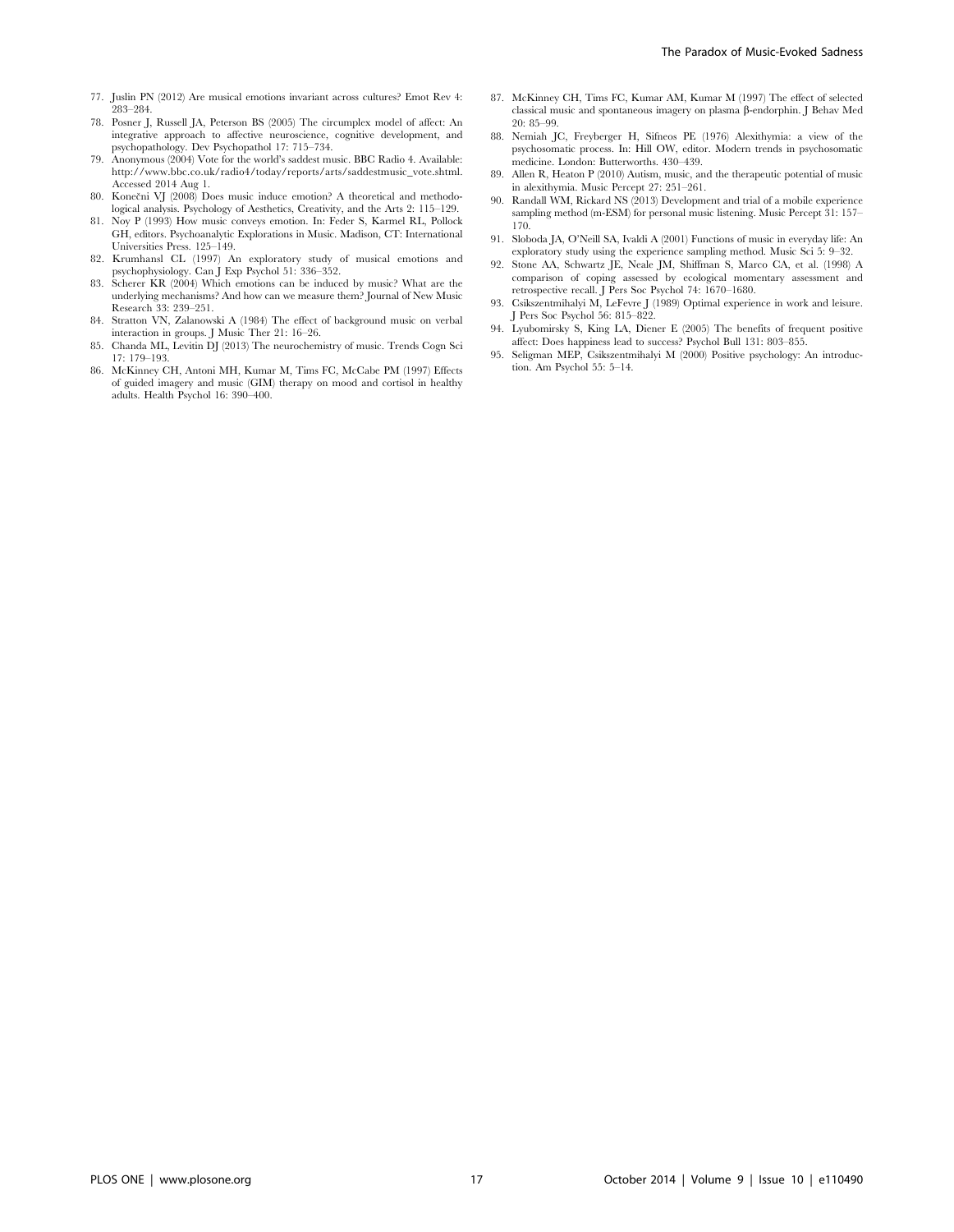77. Juslin PN (2012) Are musical emotions invariant across cultures? Emot Rev 4: 283–284.
78. Posner J, Russell JA, Peterson BS (2005) The circumplex model of affect: An integrative approach to affective neuroscience, cognitive development, and psychopathology. Dev Psychopathol 17: 715–734.
79. Anonymous (2004) Vote for the world's saddest music. BBC Radio 4. Available: http://www.bbc.co.uk/radio4/today/reports/arts/saddestmusic_vote.shtml. Accessed 2014 Aug 1.
80. Konečni VJ (2008) Does music induce emotion? A theoretical and methodological analysis. Psychology of Aesthetics, Creativity, and the Arts 2: 115–129.
81. Noy P (1993) How music conveys emotion. In: Feder S, Karmel RL, Pollock GH, editors. Psychoanalytic Explorations in Music. Madison, CT: International Universities Press. 125–149.
82. Krumhansl CL (1997) An exploratory study of musical emotions and psychophysiology. Can J Exp Psychol 51: 336–352.
83. Scherer KR (2004) Which emotions can be induced by music? What are the underlying mechanisms? And how can we measure them? Journal of New Music Research 33: 239–251.
84. Stratton VN, Zalanowski A (1984) The effect of background music on verbal interaction in groups. J Music Ther 21: 16–26.
85. Chanda ML, Levitin DJ (2013) The neurochemistry of music. Trends Cogn Sci 17: 179–193.
86. McKinney CH, Antoni MH, Kumar M, Tims FC, McCabe PM (1997) Effects of guided imagery and music (GIM) therapy on mood and cortisol in healthy adults. Health Psychol 16: 390–400.
87. McKinney CH, Tims FC, Kumar AM, Kumar M (1997) The effect of selected classical music and spontaneous imagery on plasma β-endorphin. J Behav Med 20: 85–99.
88. Nemiah JC, Freyberger H, Sifneos PE (1976) Alexithymia: a view of the psychosomatic process. In: Hill OW, editor. Modern trends in psychosomatic medicine. London: Butterworths. 430–439.
89. Allen R, Heaton P (2010) Autism, music, and the therapeutic potential of music in alexithymia. Music Percept 27: 251–261.
90. Randall WM, Rickard NS (2013) Development and trial of a mobile experience sampling method (m-ESM) for personal music listening. Music Percept 31: 157–170.
91. Sloboda JA, O'Neill SA, Ivaldi A (2001) Functions of music in everyday life: An exploratory study using the experience sampling method. Music Sci 5: 9–32.
92. Stone AA, Schwartz JE, Neale JM, Shiffman S, Marco CA, et al. (1998) A comparison of coping assessed by ecological momentary assessment and retrospective recall. J Pers Soc Psychol 74: 1670–1680.
93. Csikszentmihalyi M, LeFevre J (1989) Optimal experience in work and leisure. J Pers Soc Psychol 56: 815–822.
94. Lyubomirsky S, King LA, Diener E (2005) The benefits of frequent positive affect: Does happiness lead to success? Psychol Bull 131: 803–855.
95. Seligman MEP, Csikszentmihalyi M (2000) Positive psychology: An introduction. Am Psychol 55: 5–14.